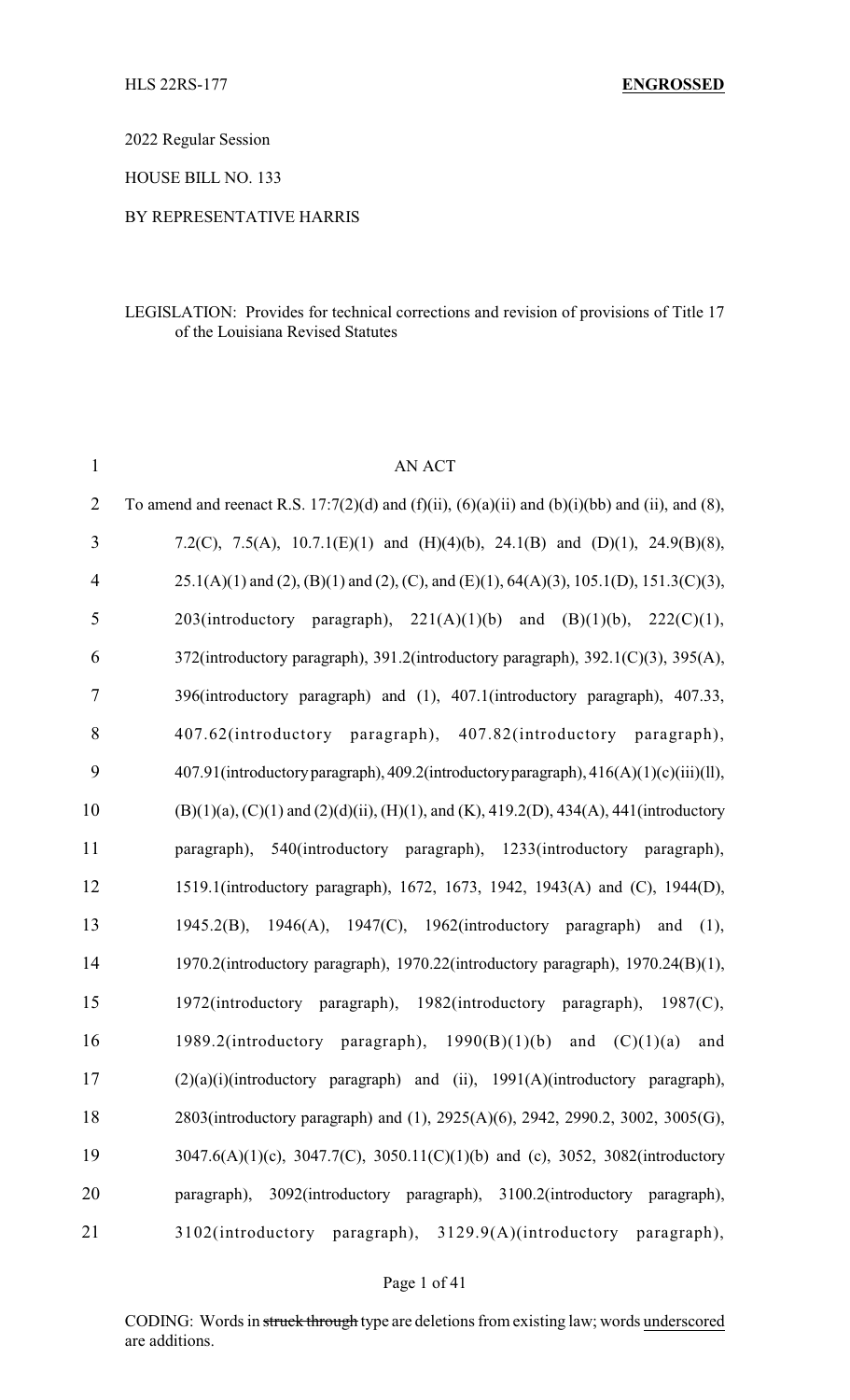HLS 22RS-177 **ENGROSSED**

2022 Regular Session

HOUSE BILL NO. 133

BY REPRESENTATIVE HARRIS

LEGISLATION: Provides for technical corrections and revision of provisions of Title 17 of the Louisiana Revised Statutes

AN ACT

To amend and reenact R.S. 17:7(2)(d) and (f)(ii), (6)(a)(ii) and (b)(i)(bb) and (ii), and (8), 7.2(C), 7.5(A), 10.7.1(E)(1) and (H)(4)(b), 24.1(B) and (D)(1), 24.9(B)(8), 25.1(A)(1) and (2), (B)(1) and (2), (C), and (E)(1), 64(A)(3), 105.1(D), 151.3(C)(3), 203(introductory paragraph), 221(A)(1)(b) and (B)(1)(b), 222(C)(1), 372(introductory paragraph), 391.2(introductory paragraph), 392.1(C)(3), 395(A), 396(introductory paragraph) and (1), 407.1(introductory paragraph), 407.33, 407.62(introductory paragraph), 407.82(introductory paragraph), 407.91(introductory paragraph), 409.2(introductory paragraph), 416(A)(1)(c)(iii)(ll), (B)(1)(a), (C)(1) and (2)(d)(ii), (H)(1), and (K), 419.2(D), 434(A), 441(introductory paragraph), 540(introductory paragraph), 1233(introductory paragraph), 1519.1(introductory paragraph), 1672, 1673, 1942, 1943(A) and (C), 1944(D), 1945.2(B), 1946(A), 1947(C), 1962(introductory paragraph) and (1), 1970.2(introductory paragraph), 1970.22(introductory paragraph), 1970.24(B)(1), 1972(introductory paragraph), 1982(introductory paragraph), 1987(C), 1989.2(introductory paragraph), 1990(B)(1)(b) and (C)(1)(a) and (2)(a)(i)(introductory paragraph) and (ii), 1991(A)(introductory paragraph), 2803(introductory paragraph) and (1), 2925(A)(6), 2942, 2990.2, 3002, 3005(G), 3047.6(A)(1)(c), 3047.7(C), 3050.11(C)(1)(b) and (c), 3052, 3082(introductory paragraph), 3092(introductory paragraph), 3100.2(introductory paragraph), 3102(introductory paragraph), 3129.9(A)(introductory paragraph),

CODING: Words in ~~struck through~~ type are deletions from existing law; words <u>underscored</u> are additions.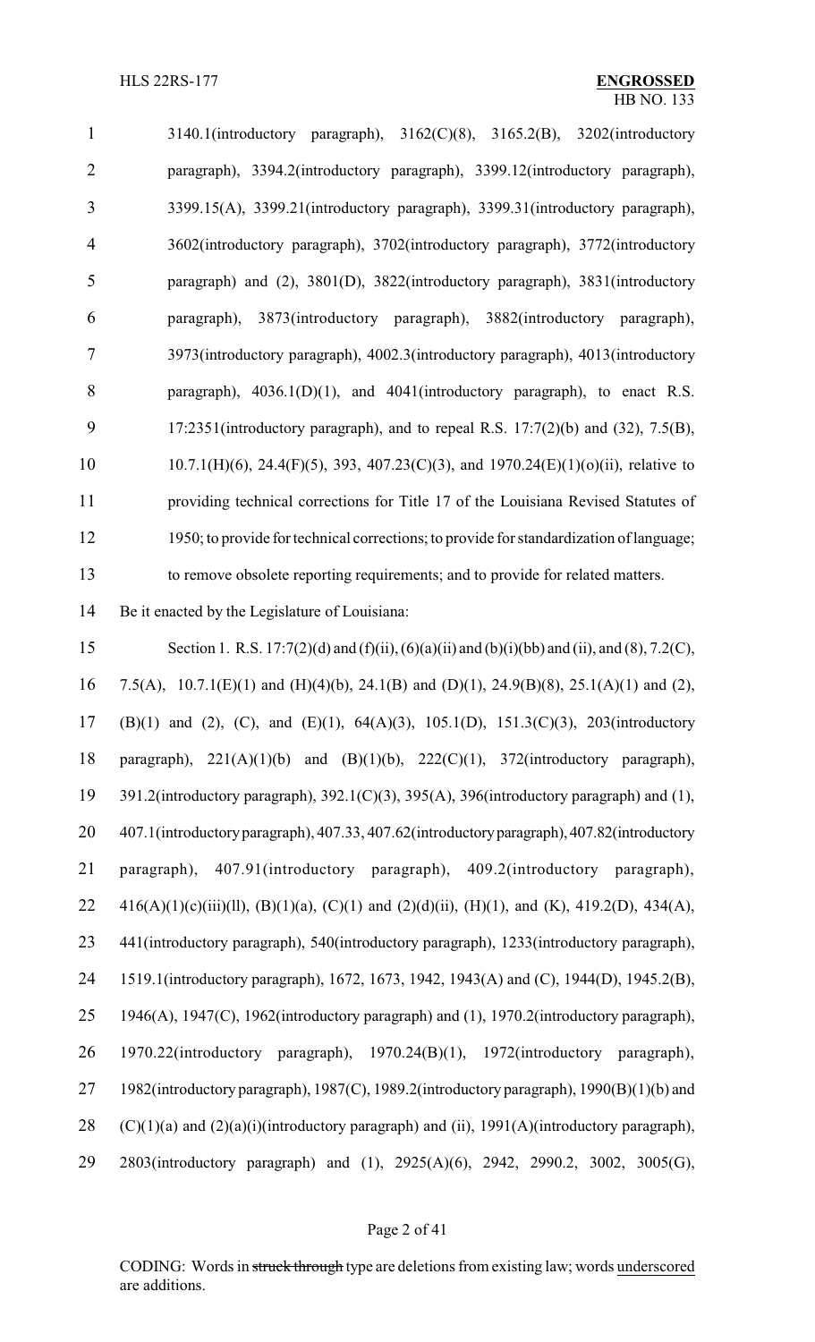3140.1(introductory paragraph), 3162(C)(8), 3165.2(B), 3202(introductory paragraph), 3394.2(introductory paragraph), 3399.12(introductory paragraph), 3399.15(A), 3399.21(introductory paragraph), 3399.31(introductory paragraph), 3602(introductory paragraph), 3702(introductory paragraph), 3772(introductory paragraph) and (2), 3801(D), 3822(introductory paragraph), 3831(introductory paragraph), 3873(introductory paragraph), 3882(introductory paragraph), 3973(introductory paragraph), 4002.3(introductory paragraph), 4013(introductory paragraph), 4036.1(D)(1), and 4041(introductory paragraph), to enact R.S. 17:2351(introductory paragraph), and to repeal R.S. 17:7(2)(b) and (32), 7.5(B), 10.7.1(H)(6), 24.4(F)(5), 393, 407.23(C)(3), and 1970.24(E)(1)(o)(ii), relative to providing technical corrections for Title 17 of the Louisiana Revised Statutes of 1950; to provide for technical corrections; to provide for standardization of language; to remove obsolete reporting requirements; and to provide for related matters.

Be it enacted by the Legislature of Louisiana:

Section 1. R.S. 17:7(2)(d) and (f)(ii), (6)(a)(ii) and (b)(i)(bb) and (ii), and (8), 7.2(C), 7.5(A), 10.7.1(E)(1) and (H)(4)(b), 24.1(B) and (D)(1), 24.9(B)(8), 25.1(A)(1) and (2), (B)(1) and (2), (C), and (E)(1), 64(A)(3), 105.1(D), 151.3(C)(3), 203(introductory paragraph), 221(A)(1)(b) and (B)(1)(b), 222(C)(1), 372(introductory paragraph), 391.2(introductory paragraph), 392.1(C)(3), 395(A), 396(introductory paragraph) and (1), 407.1(introductory paragraph), 407.33, 407.62(introductory paragraph), 407.82(introductory paragraph), 407.91(introductory paragraph), 409.2(introductory paragraph), 416(A)(1)(c)(iii)(ll), (B)(1)(a), (C)(1) and (2)(d)(ii), (H)(1), and (K), 419.2(D), 434(A), 441(introductory paragraph), 540(introductory paragraph), 1233(introductory paragraph), 1519.1(introductory paragraph), 1672, 1673, 1942, 1943(A) and (C), 1944(D), 1945.2(B), 1946(A), 1947(C), 1962(introductory paragraph) and (1), 1970.2(introductory paragraph), 1970.22(introductory paragraph), 1970.24(B)(1), 1972(introductory paragraph), 1982(introductory paragraph), 1987(C), 1989.2(introductory paragraph), 1990(B)(1)(b) and (C)(1)(a) and (2)(a)(i)(introductory paragraph) and (ii), 1991(A)(introductory paragraph), 2803(introductory paragraph) and (1), 2925(A)(6), 2942, 2990.2, 3002, 3005(G),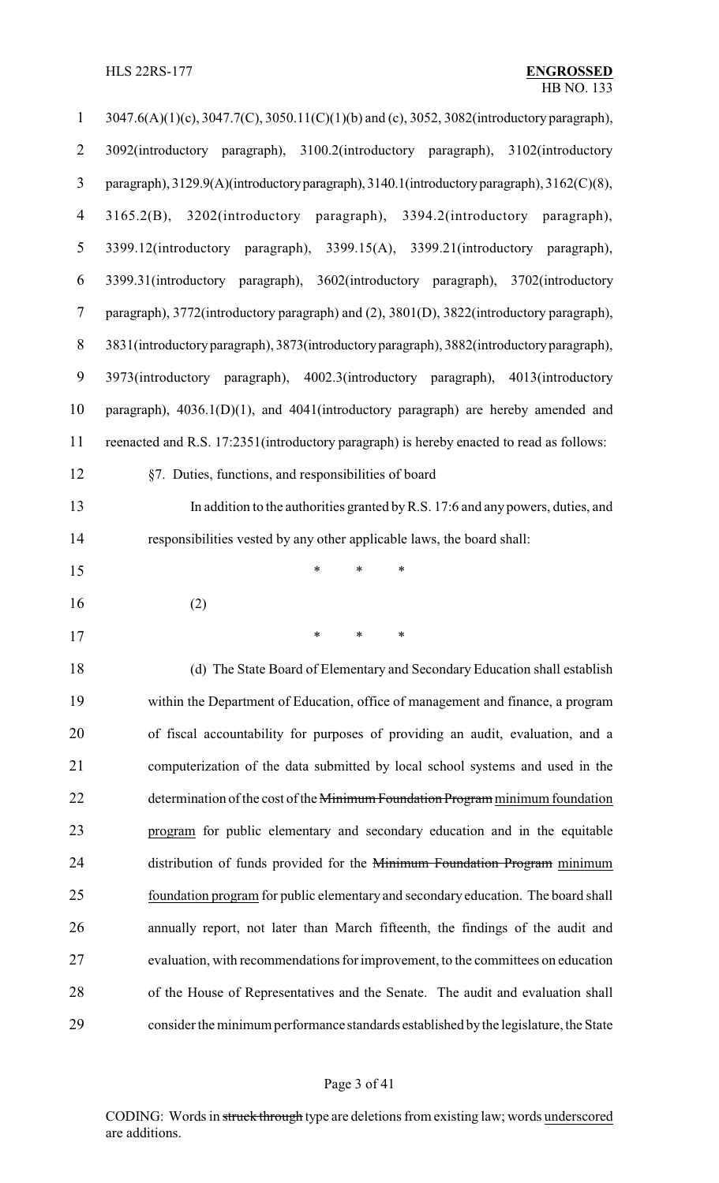3047.6(A)(1)(c), 3047.7(C), 3050.11(C)(1)(b) and (c), 3052, 3082(introductory paragraph), 3092(introductory paragraph), 3100.2(introductory paragraph), 3102(introductory paragraph), 3129.9(A)(introductory paragraph), 3140.1(introductory paragraph), 3162(C)(8), 3165.2(B), 3202(introductory paragraph), 3394.2(introductory paragraph), 3399.12(introductory paragraph), 3399.15(A), 3399.21(introductory paragraph), 3399.31(introductory paragraph), 3602(introductory paragraph), 3702(introductory paragraph), 3772(introductory paragraph) and (2), 3801(D), 3822(introductory paragraph), 3831(introductory paragraph), 3873(introductory paragraph), 3882(introductory paragraph), 3973(introductory paragraph), 4002.3(introductory paragraph), 4013(introductory paragraph), 4036.1(D)(1), and 4041(introductory paragraph) are hereby amended and reenacted and R.S. 17:2351(introductory paragraph) is hereby enacted to read as follows:

§7. Duties, functions, and responsibilities of board

In addition to the authorities granted by R.S. 17:6 and any powers, duties, and responsibilities vested by any other applicable laws, the board shall:

\* \* \*

(2)

\* \* \*

(d) The State Board of Elementary and Secondary Education shall establish within the Department of Education, office of management and finance, a program of fiscal accountability for purposes of providing an audit, evaluation, and a computerization of the data submitted by local school systems and used in the determination of the cost of the ~~Minimum Foundation Program~~ minimum foundation program for public elementary and secondary education and in the equitable distribution of funds provided for the ~~Minimum Foundation Program~~ minimum foundation program for public elementary and secondary education. The board shall annually report, not later than March fifteenth, the findings of the audit and evaluation, with recommendations for improvement, to the committees on education of the House of Representatives and the Senate. The audit and evaluation shall consider the minimum performance standards established by the legislature, the State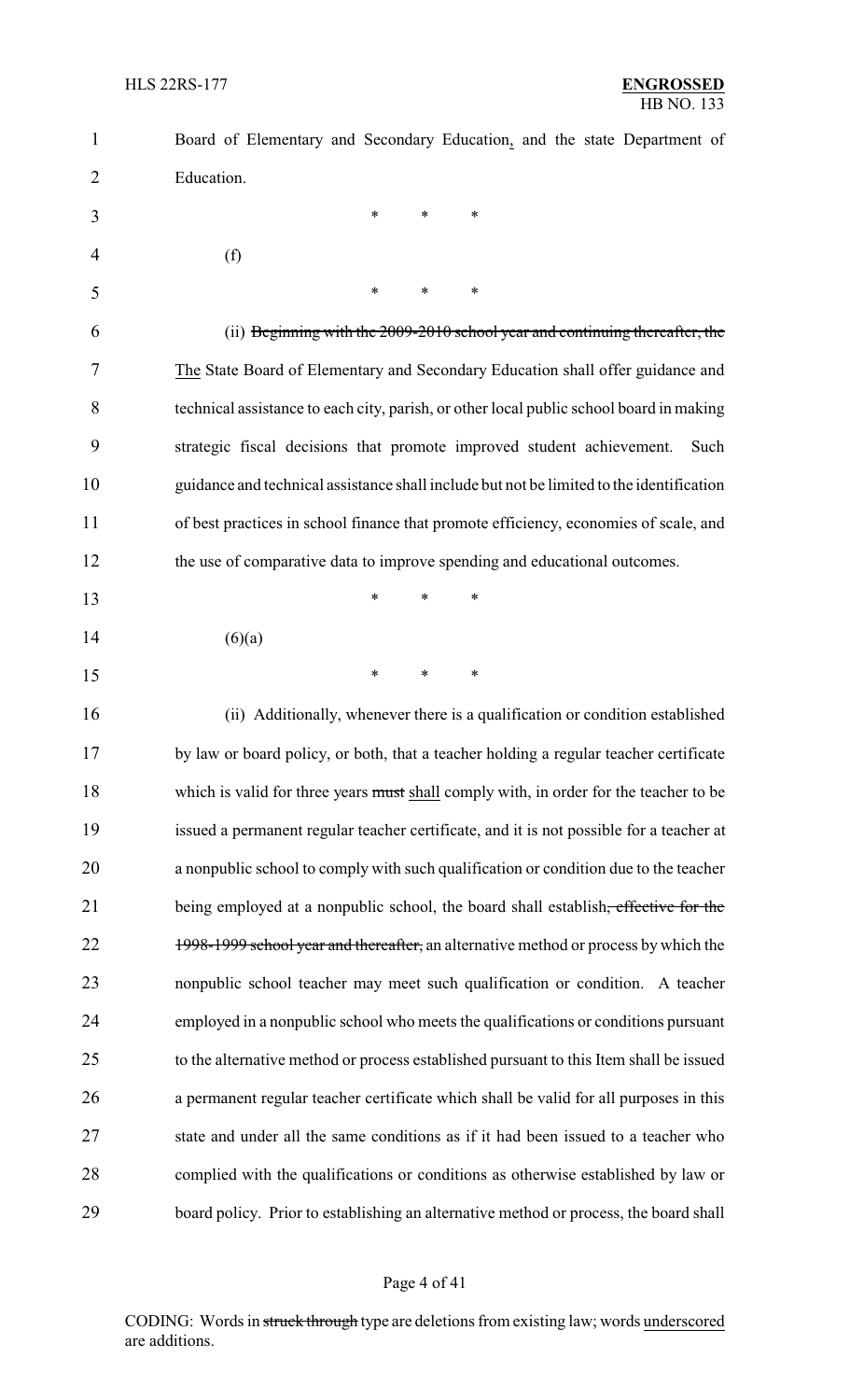Board of Elementary and Secondary Education, and the state Department of Education.

\* \* \*

(f)

\* \* \*

(ii) ~~Beginning with the 2009-2010 school year and continuing thereafter, the~~ The State Board of Elementary and Secondary Education shall offer guidance and technical assistance to each city, parish, or other local public school board in making strategic fiscal decisions that promote improved student achievement. Such guidance and technical assistance shall include but not be limited to the identification of best practices in school finance that promote efficiency, economies of scale, and the use of comparative data to improve spending and educational outcomes.

\* \* \*

(6)(a)

\* \* \*

(ii) Additionally, whenever there is a qualification or condition established by law or board policy, or both, that a teacher holding a regular teacher certificate which is valid for three years ~~must~~ shall comply with, in order for the teacher to be issued a permanent regular teacher certificate, and it is not possible for a teacher at a nonpublic school to comply with such qualification or condition due to the teacher being employed at a nonpublic school, the board shall establish~~, effective for the 1998-1999 school year and thereafter,~~ an alternative method or process by which the nonpublic school teacher may meet such qualification or condition. A teacher employed in a nonpublic school who meets the qualifications or conditions pursuant to the alternative method or process established pursuant to this Item shall be issued a permanent regular teacher certificate which shall be valid for all purposes in this state and under all the same conditions as if it had been issued to a teacher who complied with the qualifications or conditions as otherwise established by law or board policy. Prior to establishing an alternative method or process, the board shall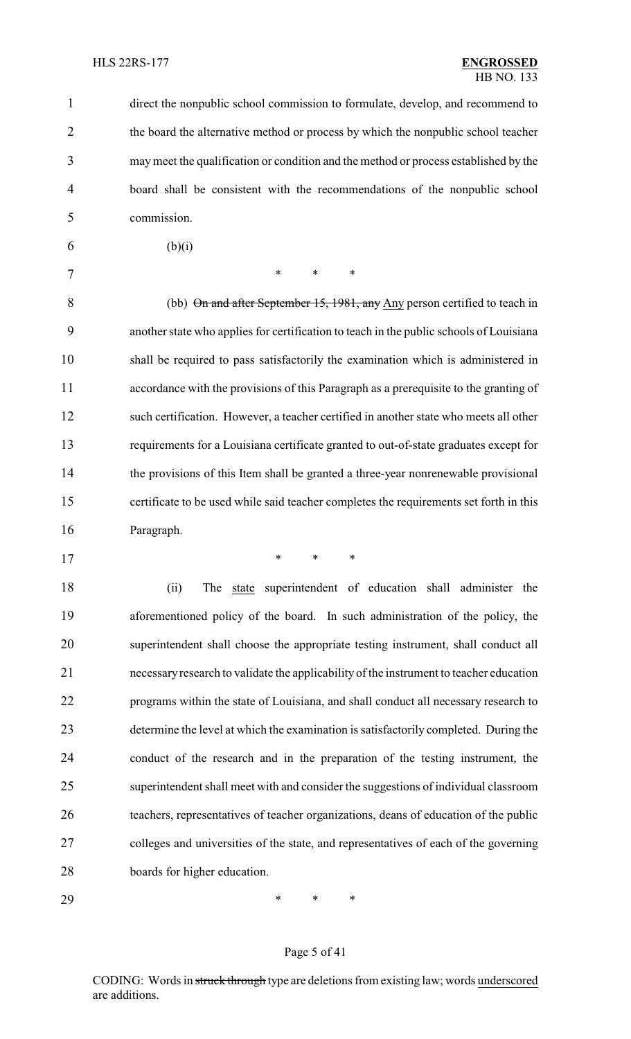direct the nonpublic school commission to formulate, develop, and recommend to the board the alternative method or process by which the nonpublic school teacher may meet the qualification or condition and the method or process established by the board shall be consistent with the recommendations of the nonpublic school commission.

(b)(i)

\* \* \*

(bb) ~~On and after September 15, 1981, any~~ Any person certified to teach in another state who applies for certification to teach in the public schools of Louisiana shall be required to pass satisfactorily the examination which is administered in accordance with the provisions of this Paragraph as a prerequisite to the granting of such certification. However, a teacher certified in another state who meets all other requirements for a Louisiana certificate granted to out-of-state graduates except for the provisions of this Item shall be granted a three-year nonrenewable provisional certificate to be used while said teacher completes the requirements set forth in this Paragraph.

\* \* \*

(ii) The state superintendent of education shall administer the aforementioned policy of the board. In such administration of the policy, the superintendent shall choose the appropriate testing instrument, shall conduct all necessary research to validate the applicability of the instrument to teacher education programs within the state of Louisiana, and shall conduct all necessary research to determine the level at which the examination is satisfactorily completed. During the conduct of the research and in the preparation of the testing instrument, the superintendent shall meet with and consider the suggestions of individual classroom teachers, representatives of teacher organizations, deans of education of the public colleges and universities of the state, and representatives of each of the governing boards for higher education.

\* \* \*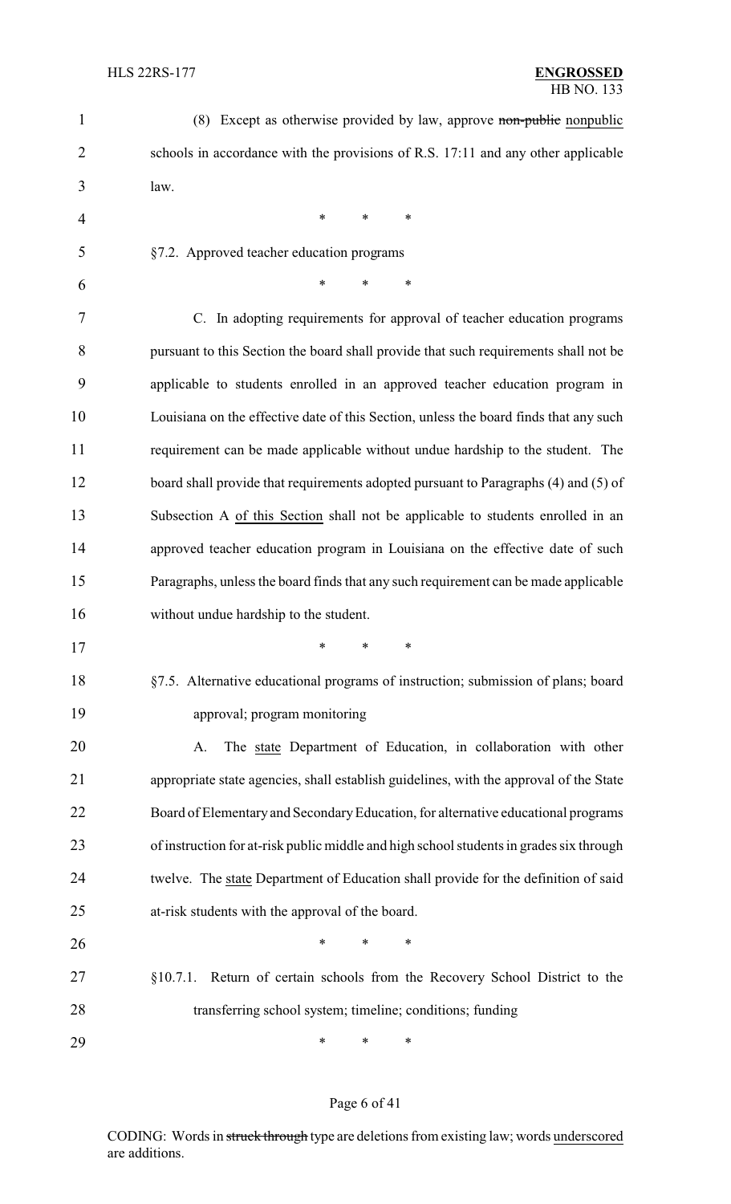(8) Except as otherwise provided by law, approve ~~non-public~~ <u>nonpublic</u> schools in accordance with the provisions of R.S. 17:11 and any other applicable law.

\* \* \*

§7.2. Approved teacher education programs

\* \* \*

C. In adopting requirements for approval of teacher education programs pursuant to this Section the board shall provide that such requirements shall not be applicable to students enrolled in an approved teacher education program in Louisiana on the effective date of this Section, unless the board finds that any such requirement can be made applicable without undue hardship to the student. The board shall provide that requirements adopted pursuant to Paragraphs (4) and (5) of Subsection A <u>of this Section</u> shall not be applicable to students enrolled in an approved teacher education program in Louisiana on the effective date of such Paragraphs, unless the board finds that any such requirement can be made applicable without undue hardship to the student.

\* \* \*

§7.5. Alternative educational programs of instruction; submission of plans; board approval; program monitoring

A. The <u>state</u> Department of Education, in collaboration with other appropriate state agencies, shall establish guidelines, with the approval of the State Board of Elementary and Secondary Education, for alternative educational programs of instruction for at-risk public middle and high school students in grades six through twelve. The <u>state</u> Department of Education shall provide for the definition of said at-risk students with the approval of the board.

\* \* \*

§10.7.1. Return of certain schools from the Recovery School District to the transferring school system; timeline; conditions; funding

\* \* \*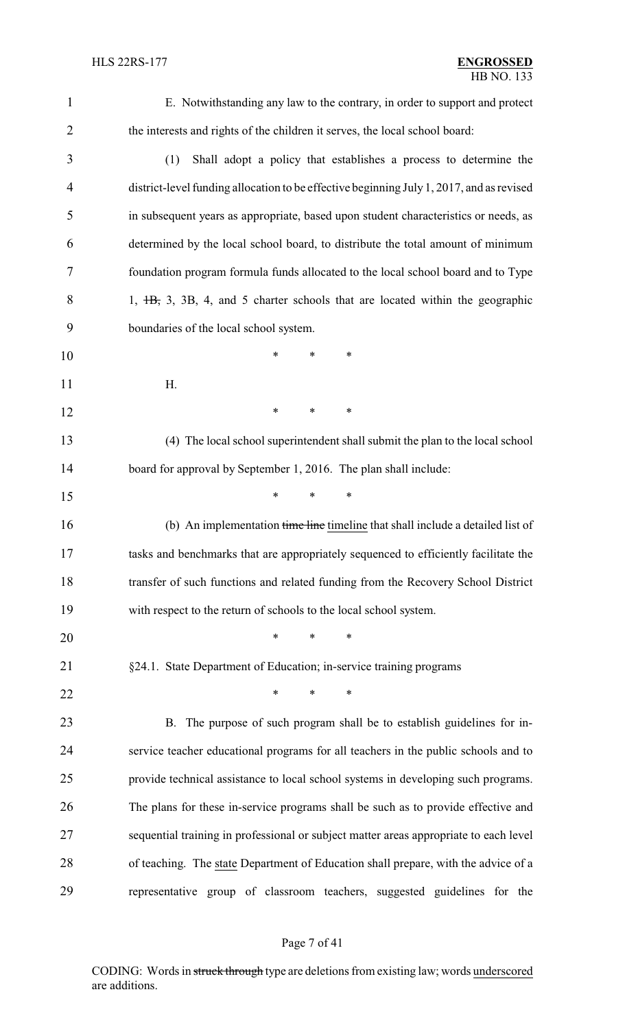E. Notwithstanding any law to the contrary, in order to support and protect the interests and rights of the children it serves, the local school board:

(1) Shall adopt a policy that establishes a process to determine the district-level funding allocation to be effective beginning July 1, 2017, and as revised in subsequent years as appropriate, based upon student characteristics or needs, as determined by the local school board, to distribute the total amount of minimum foundation program formula funds allocated to the local school board and to Type 1, ~~1B,~~ 3, 3B, 4, and 5 charter schools that are located within the geographic boundaries of the local school system.

\* \* \*

H.

\* \* \*

(4) The local school superintendent shall submit the plan to the local school board for approval by September 1, 2016. The plan shall include:

\* \* \*

(b) An implementation ~~time line~~ <u>timeline</u> that shall include a detailed list of tasks and benchmarks that are appropriately sequenced to efficiently facilitate the transfer of such functions and related funding from the Recovery School District with respect to the return of schools to the local school system.

\* \* \*

§24.1. State Department of Education; in-service training programs

\* \* \*

B. The purpose of such program shall be to establish guidelines for in-service teacher educational programs for all teachers in the public schools and to provide technical assistance to local school systems in developing such programs. The plans for these in-service programs shall be such as to provide effective and sequential training in professional or subject matter areas appropriate to each level of teaching. The <u>state</u> Department of Education shall prepare, with the advice of a representative group of classroom teachers, suggested guidelines for the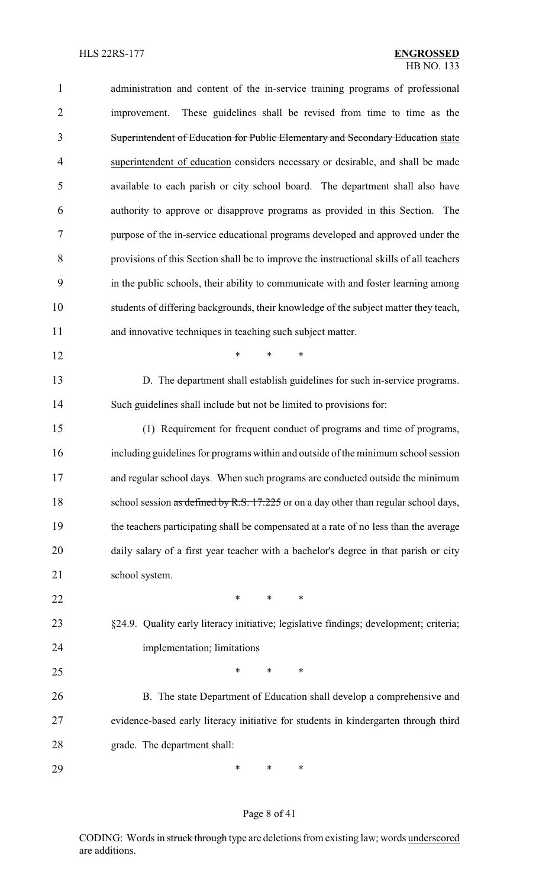administration and content of the in-service training programs of professional improvement. These guidelines shall be revised from time to time as the ~~Superintendent of Education for Public Elementary and Secondary Education~~ state superintendent of education considers necessary or desirable, and shall be made available to each parish or city school board. The department shall also have authority to approve or disapprove programs as provided in this Section. The purpose of the in-service educational programs developed and approved under the provisions of this Section shall be to improve the instructional skills of all teachers in the public schools, their ability to communicate with and foster learning among students of differing backgrounds, their knowledge of the subject matter they teach, and innovative techniques in teaching such subject matter.

\* \* \*

D. The department shall establish guidelines for such in-service programs. Such guidelines shall include but not be limited to provisions for:

(1) Requirement for frequent conduct of programs and time of programs, including guidelines for programs within and outside of the minimum school session and regular school days. When such programs are conducted outside the minimum school session ~~as defined by R.S. 17:225~~ or on a day other than regular school days, the teachers participating shall be compensated at a rate of no less than the average daily salary of a first year teacher with a bachelor's degree in that parish or city school system.

\* \* \*

§24.9. Quality early literacy initiative; legislative findings; development; criteria; implementation; limitations

\* \* \*

B. The state Department of Education shall develop a comprehensive and evidence-based early literacy initiative for students in kindergarten through third grade. The department shall:

\* \* \*

CODING: Words in ~~struck through~~ type are deletions from existing law; words underscored are additions.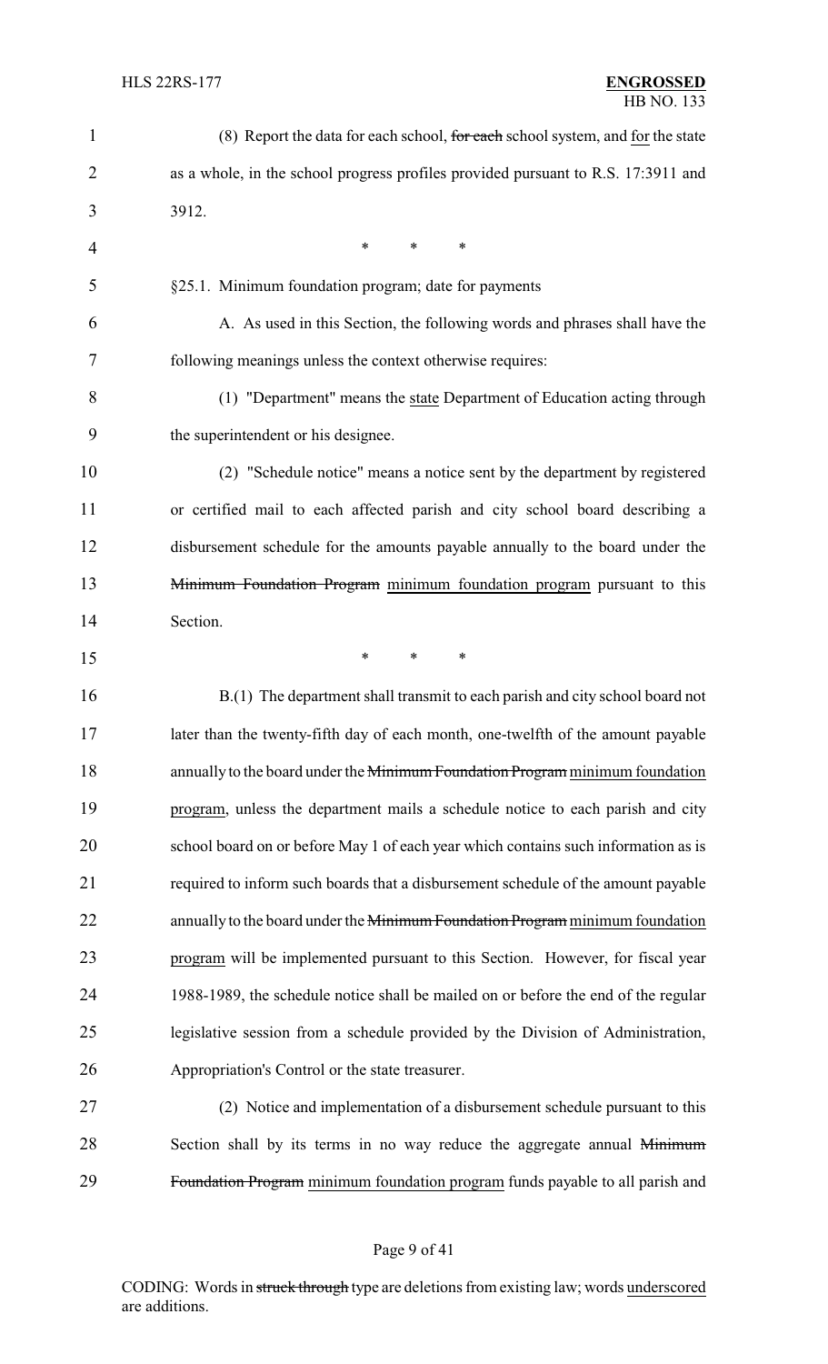(8) Report the data for each school, ~~for each~~ school system, and for the state as a whole, in the school progress profiles provided pursuant to R.S. 17:3911 and 3912.

\* \* \*

§25.1. Minimum foundation program; date for payments

A. As used in this Section, the following words and phrases shall have the following meanings unless the context otherwise requires:

(1) "Department" means the state Department of Education acting through the superintendent or his designee.

(2) "Schedule notice" means a notice sent by the department by registered or certified mail to each affected parish and city school board describing a disbursement schedule for the amounts payable annually to the board under the ~~Minimum Foundation Program~~ minimum foundation program pursuant to this Section.

\* \* \*

B.(1) The department shall transmit to each parish and city school board not later than the twenty-fifth day of each month, one-twelfth of the amount payable annually to the board under the ~~Minimum Foundation Program~~ minimum foundation program, unless the department mails a schedule notice to each parish and city school board on or before May 1 of each year which contains such information as is required to inform such boards that a disbursement schedule of the amount payable annually to the board under the ~~Minimum Foundation Program~~ minimum foundation program will be implemented pursuant to this Section. However, for fiscal year 1988-1989, the schedule notice shall be mailed on or before the end of the regular legislative session from a schedule provided by the Division of Administration, Appropriation's Control or the state treasurer.

(2) Notice and implementation of a disbursement schedule pursuant to this Section shall by its terms in no way reduce the aggregate annual ~~Minimum Foundation Program~~ minimum foundation program funds payable to all parish and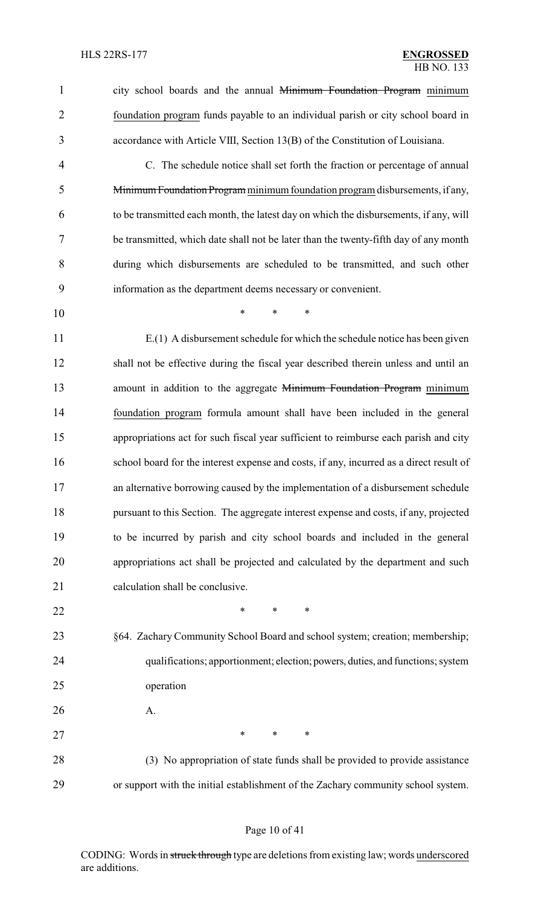city school boards and the annual ~~Minimum Foundation Program~~ minimum foundation program funds payable to an individual parish or city school board in accordance with Article VIII, Section 13(B) of the Constitution of Louisiana.

C. The schedule notice shall set forth the fraction or percentage of annual ~~Minimum Foundation Program~~ minimum foundation program disbursements, if any, to be transmitted each month, the latest day on which the disbursements, if any, will be transmitted, which date shall not be later than the twenty-fifth day of any month during which disbursements are scheduled to be transmitted, and such other information as the department deems necessary or convenient.

\* \* \*

E.(1) A disbursement schedule for which the schedule notice has been given shall not be effective during the fiscal year described therein unless and until an amount in addition to the aggregate ~~Minimum Foundation Program~~ minimum foundation program formula amount shall have been included in the general appropriations act for such fiscal year sufficient to reimburse each parish and city school board for the interest expense and costs, if any, incurred as a direct result of an alternative borrowing caused by the implementation of a disbursement schedule pursuant to this Section. The aggregate interest expense and costs, if any, projected to be incurred by parish and city school boards and included in the general appropriations act shall be projected and calculated by the department and such calculation shall be conclusive.

\* \* \*

§64. Zachary Community School Board and school system; creation; membership; qualifications; apportionment; election; powers, duties, and functions; system operation

A.

\* \* \*

(3) No appropriation of state funds shall be provided to provide assistance or support with the initial establishment of the Zachary community school system.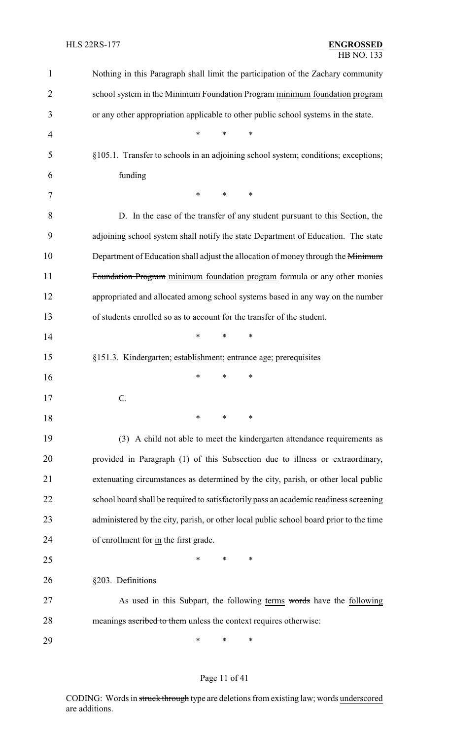Nothing in this Paragraph shall limit the participation of the Zachary community school system in the ~~Minimum Foundation Program~~ minimum foundation program or any other appropriation applicable to other public school systems in the state.

\* \* \*

§105.1. Transfer to schools in an adjoining school system; conditions; exceptions; funding

\* \* \*

D. In the case of the transfer of any student pursuant to this Section, the adjoining school system shall notify the state Department of Education. The state Department of Education shall adjust the allocation of money through the ~~Minimum Foundation Program~~ minimum foundation program formula or any other monies appropriated and allocated among school systems based in any way on the number of students enrolled so as to account for the transfer of the student.

\* \* \*

§151.3. Kindergarten; establishment; entrance age; prerequisites

\* \* \*

C.

\* \* \*

(3) A child not able to meet the kindergarten attendance requirements as provided in Paragraph (1) of this Subsection due to illness or extraordinary, extenuating circumstances as determined by the city, parish, or other local public school board shall be required to satisfactorily pass an academic readiness screening administered by the city, parish, or other local public school board prior to the time of enrollment ~~for~~ in the first grade.

\* \* \*

§203. Definitions

As used in this Subpart, the following terms ~~words~~ have the following meanings ~~ascribed to them~~ unless the context requires otherwise:

\* \* \*

CODING: Words in ~~struck through~~ type are deletions from existing law; words underscored are additions.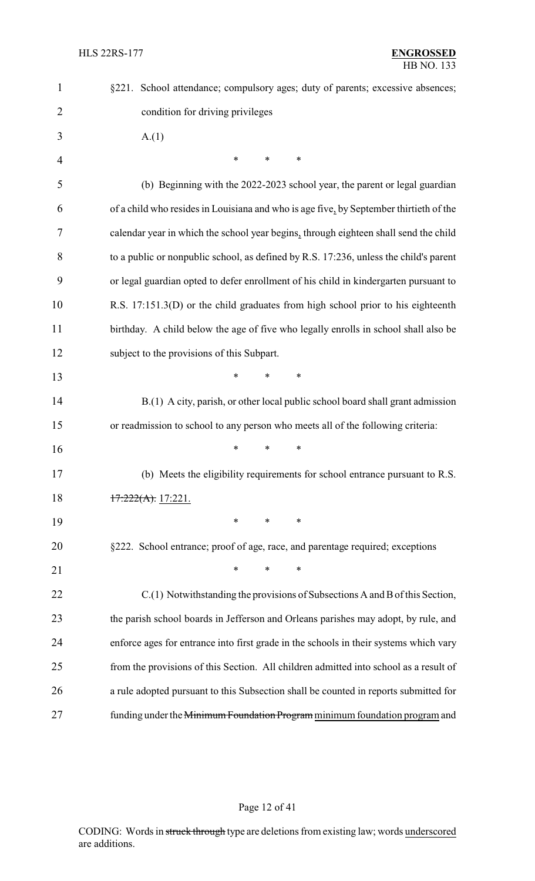§221. School attendance; compulsory ages; duty of parents; excessive absences; condition for driving privileges

A.(1)

\* \* \*

(b) Beginning with the 2022-2023 school year, the parent or legal guardian of a child who resides in Louisiana and who is age five, by September thirtieth of the calendar year in which the school year begins, through eighteen shall send the child to a public or nonpublic school, as defined by R.S. 17:236, unless the child's parent or legal guardian opted to defer enrollment of his child in kindergarten pursuant to R.S. 17:151.3(D) or the child graduates from high school prior to his eighteenth birthday. A child below the age of five who legally enrolls in school shall also be subject to the provisions of this Subpart.

\* \* \*

B.(1) A city, parish, or other local public school board shall grant admission or readmission to school to any person who meets all of the following criteria:

\* \* \*

(b) Meets the eligibility requirements for school entrance pursuant to R.S. ~~17:222(A).~~ 17:221.

\* \* \*

§222. School entrance; proof of age, race, and parentage required; exceptions

\* \* \*

C.(1) Notwithstanding the provisions of Subsections A and B of this Section, the parish school boards in Jefferson and Orleans parishes may adopt, by rule, and enforce ages for entrance into first grade in the schools in their systems which vary from the provisions of this Section. All children admitted into school as a result of a rule adopted pursuant to this Subsection shall be counted in reports submitted for funding under the ~~Minimum Foundation Program~~ minimum foundation program and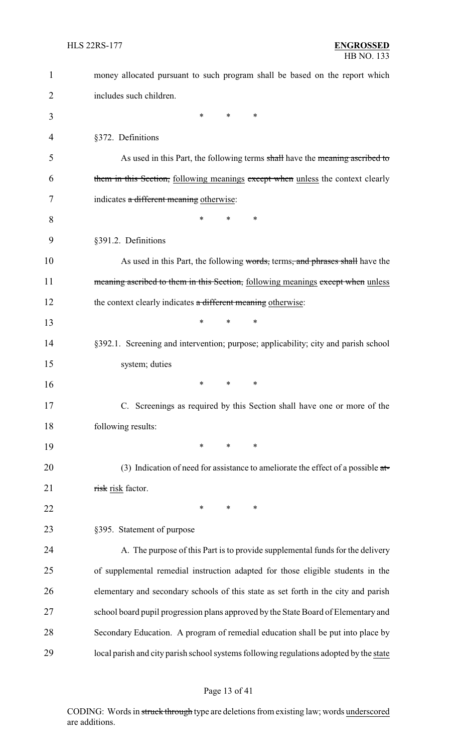money allocated pursuant to such program shall be based on the report which includes such children.

\* \* \*

§372. Definitions

As used in this Part, the following terms ~~shall~~ have the ~~meaning ascribed to them in this Section,~~ following meanings ~~except when~~ unless the context clearly indicates ~~a different meaning~~ otherwise:

\* \* \*

§391.2. Definitions

As used in this Part, the following ~~words,~~ terms~~, and phrases shall~~ have the ~~meaning ascribed to them in this Section,~~ following meanings ~~except when~~ unless the context clearly indicates ~~a different meaning~~ otherwise:

\* \* \*

§392.1. Screening and intervention; purpose; applicability; city and parish school system; duties

\* \* \*

C. Screenings as required by this Section shall have one or more of the following results:

\* \* \*

(3) Indication of need for assistance to ameliorate the effect of a possible ~~at-risk~~ risk factor.

\* \* \*

§395. Statement of purpose

A. The purpose of this Part is to provide supplemental funds for the delivery of supplemental remedial instruction adapted for those eligible students in the elementary and secondary schools of this state as set forth in the city and parish school board pupil progression plans approved by the State Board of Elementary and Secondary Education. A program of remedial education shall be put into place by local parish and city parish school systems following regulations adopted by the state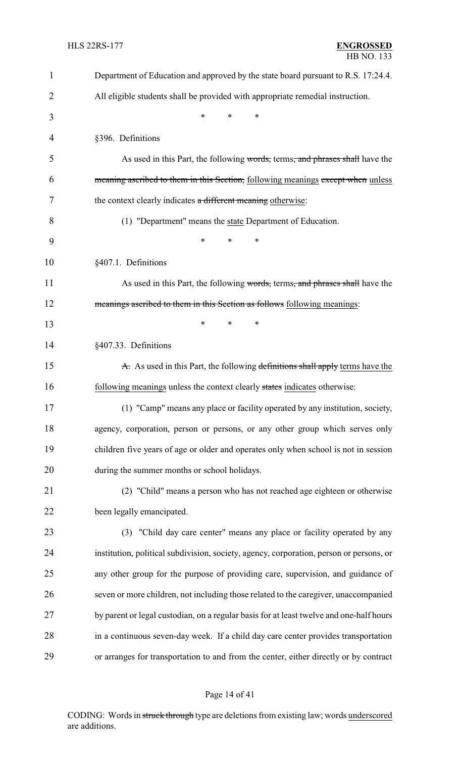Department of Education and approved by the state board pursuant to R.S. 17:24.4. All eligible students shall be provided with appropriate remedial instruction.

\* \* \*

§396. Definitions

As used in this Part, the following ~~words,~~ terms~~, and phrases shall~~ have the ~~meaning ascribed to them in this Section,~~ following meanings ~~except when~~ unless the context clearly indicates ~~a different meaning~~ otherwise:

(1) "Department" means the state Department of Education.

\* \* \*

§407.1. Definitions

As used in this Part, the following ~~words,~~ terms~~, and phrases shall~~ have the ~~meanings ascribed to them in this Section as follows~~ following meanings:

\* \* \*

§407.33. Definitions

~~A.~~ As used in this Part, the following ~~definitions shall apply~~ terms have the following meanings unless the context clearly ~~states~~ indicates otherwise:

(1) "Camp" means any place or facility operated by any institution, society, agency, corporation, person or persons, or any other group which serves only children five years of age or older and operates only when school is not in session during the summer months or school holidays.

(2) "Child" means a person who has not reached age eighteen or otherwise been legally emancipated.

(3) "Child day care center" means any place or facility operated by any institution, political subdivision, society, agency, corporation, person or persons, or any other group for the purpose of providing care, supervision, and guidance of seven or more children, not including those related to the caregiver, unaccompanied by parent or legal custodian, on a regular basis for at least twelve and one-half hours in a continuous seven-day week. If a child day care center provides transportation or arranges for transportation to and from the center, either directly or by contract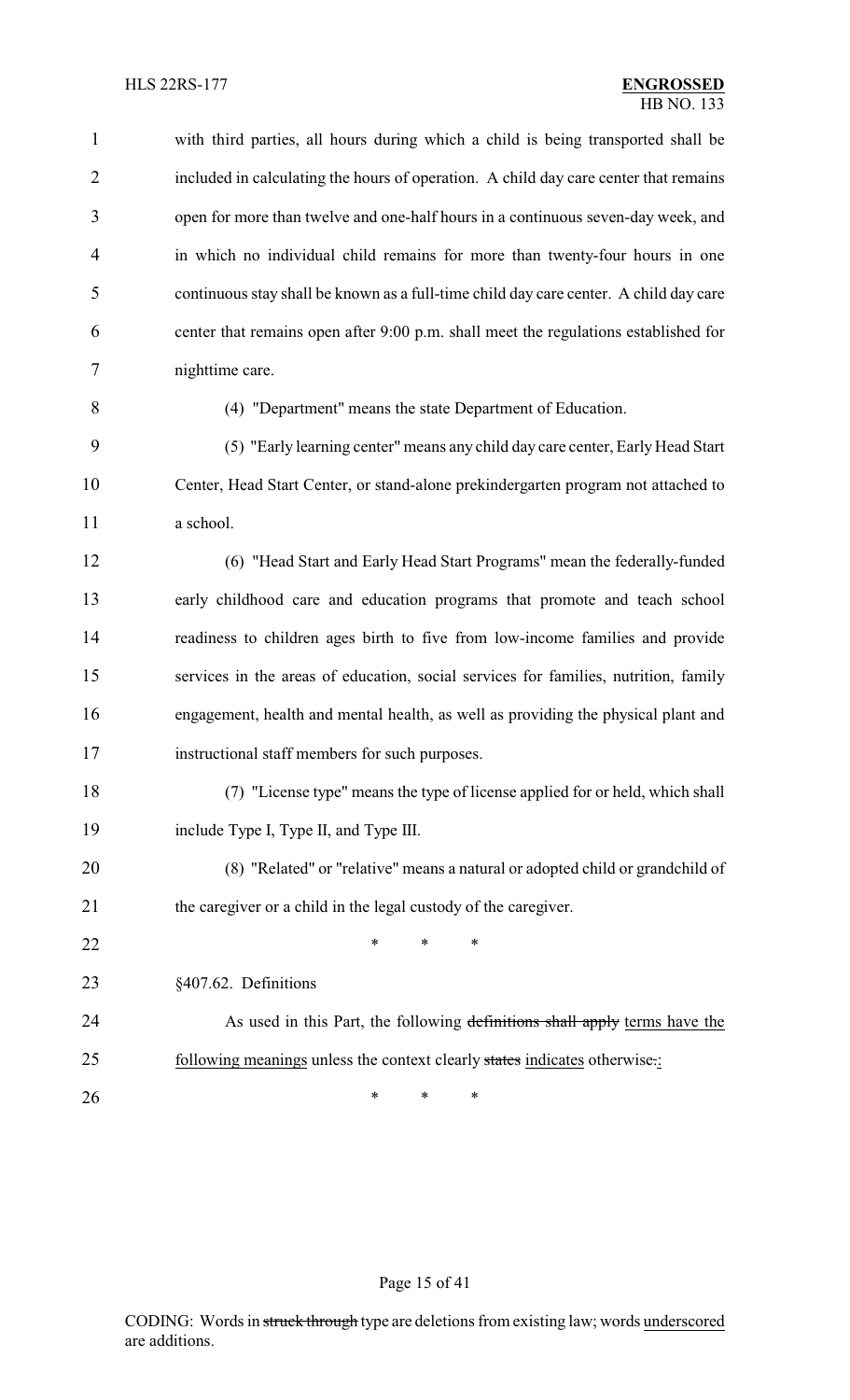with third parties, all hours during which a child is being transported shall be included in calculating the hours of operation. A child day care center that remains open for more than twelve and one-half hours in a continuous seven-day week, and in which no individual child remains for more than twenty-four hours in one continuous stay shall be known as a full-time child day care center. A child day care center that remains open after 9:00 p.m. shall meet the regulations established for nighttime care.

(4) "Department" means the state Department of Education.

(5) "Early learning center" means any child day care center, Early Head Start Center, Head Start Center, or stand-alone prekindergarten program not attached to a school.

(6) "Head Start and Early Head Start Programs" mean the federally-funded early childhood care and education programs that promote and teach school readiness to children ages birth to five from low-income families and provide services in the areas of education, social services for families, nutrition, family engagement, health and mental health, as well as providing the physical plant and instructional staff members for such purposes.

(7) "License type" means the type of license applied for or held, which shall include Type I, Type II, and Type III.

(8) "Related" or "relative" means a natural or adopted child or grandchild of the caregiver or a child in the legal custody of the caregiver.

\* \* \*

§407.62. Definitions

As used in this Part, the following ~~definitions shall apply~~ terms have the following meanings unless the context clearly ~~states~~ indicates otherwise~~.~~:

\* \* \*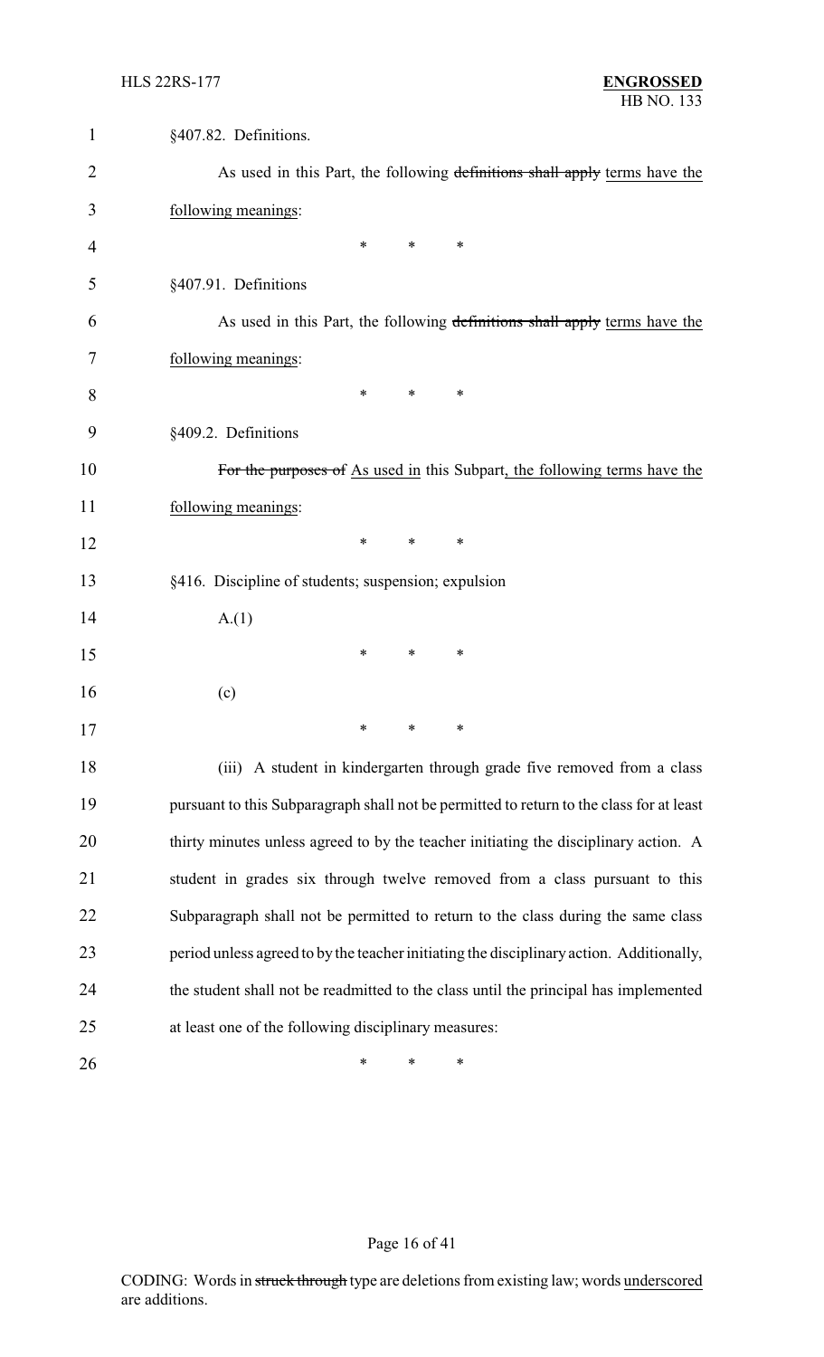§407.82. Definitions.

As used in this Part, the following ~~definitions shall apply~~ terms have the following meanings:

\* \* \*

§407.91. Definitions

As used in this Part, the following ~~definitions shall apply~~ terms have the following meanings:

\* \* \*

§409.2. Definitions

~~For the purposes of~~ As used in this Subpart, the following terms have the following meanings:

\* \* \*

§416. Discipline of students; suspension; expulsion

A.(1)

\* \* \*

(c)

\* \* \*

(iii) A student in kindergarten through grade five removed from a class pursuant to this Subparagraph shall not be permitted to return to the class for at least thirty minutes unless agreed to by the teacher initiating the disciplinary action. A student in grades six through twelve removed from a class pursuant to this Subparagraph shall not be permitted to return to the class during the same class period unless agreed to by the teacher initiating the disciplinary action. Additionally, the student shall not be readmitted to the class until the principal has implemented at least one of the following disciplinary measures:

\* \* \*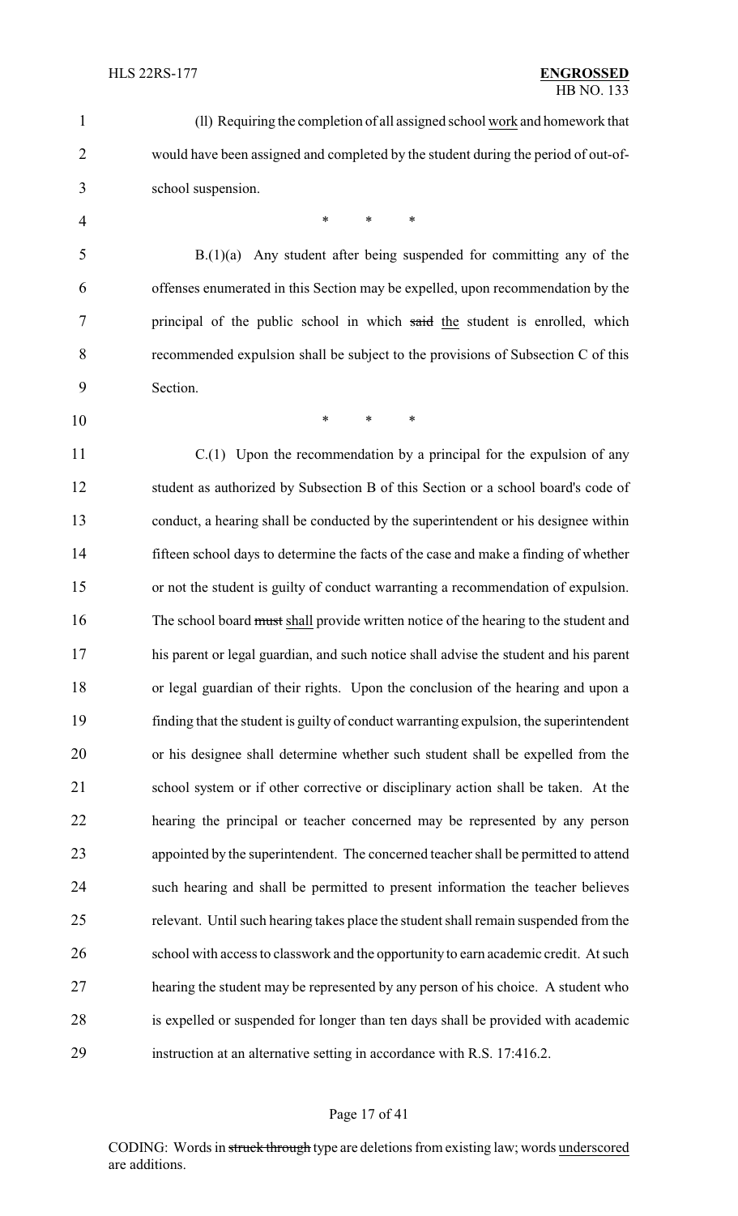(ll) Requiring the completion of all assigned school work and homework that would have been assigned and completed by the student during the period of out-of-school suspension.

\* \* \*

B.(1)(a) Any student after being suspended for committing any of the offenses enumerated in this Section may be expelled, upon recommendation by the principal of the public school in which ~~said~~ the student is enrolled, which recommended expulsion shall be subject to the provisions of Subsection C of this Section.

\* \* \*

C.(1) Upon the recommendation by a principal for the expulsion of any student as authorized by Subsection B of this Section or a school board's code of conduct, a hearing shall be conducted by the superintendent or his designee within fifteen school days to determine the facts of the case and make a finding of whether or not the student is guilty of conduct warranting a recommendation of expulsion. The school board ~~must~~ shall provide written notice of the hearing to the student and his parent or legal guardian, and such notice shall advise the student and his parent or legal guardian of their rights. Upon the conclusion of the hearing and upon a finding that the student is guilty of conduct warranting expulsion, the superintendent or his designee shall determine whether such student shall be expelled from the school system or if other corrective or disciplinary action shall be taken. At the hearing the principal or teacher concerned may be represented by any person appointed by the superintendent. The concerned teacher shall be permitted to attend such hearing and shall be permitted to present information the teacher believes relevant. Until such hearing takes place the student shall remain suspended from the school with access to classwork and the opportunity to earn academic credit. At such hearing the student may be represented by any person of his choice. A student who is expelled or suspended for longer than ten days shall be provided with academic instruction at an alternative setting in accordance with R.S. 17:416.2.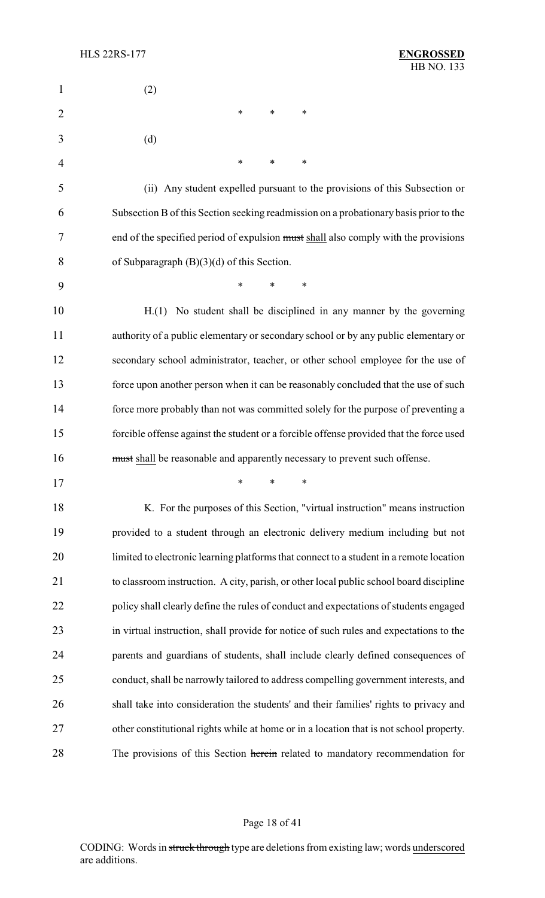(2)

\* \* \*

(d)

\* \* \*

(ii) Any student expelled pursuant to the provisions of this Subsection or Subsection B of this Section seeking readmission on a probationary basis prior to the end of the specified period of expulsion ~~must~~ shall also comply with the provisions of Subparagraph (B)(3)(d) of this Section.

\* \* \*

H.(1) No student shall be disciplined in any manner by the governing authority of a public elementary or secondary school or by any public elementary or secondary school administrator, teacher, or other school employee for the use of force upon another person when it can be reasonably concluded that the use of such force more probably than not was committed solely for the purpose of preventing a forcible offense against the student or a forcible offense provided that the force used ~~must~~ shall be reasonable and apparently necessary to prevent such offense.

\* \* \*

K. For the purposes of this Section, "virtual instruction" means instruction provided to a student through an electronic delivery medium including but not limited to electronic learning platforms that connect to a student in a remote location to classroom instruction. A city, parish, or other local public school board discipline policy shall clearly define the rules of conduct and expectations of students engaged in virtual instruction, shall provide for notice of such rules and expectations to the parents and guardians of students, shall include clearly defined consequences of conduct, shall be narrowly tailored to address compelling government interests, and shall take into consideration the students' and their families' rights to privacy and other constitutional rights while at home or in a location that is not school property. The provisions of this Section ~~herein~~ related to mandatory recommendation for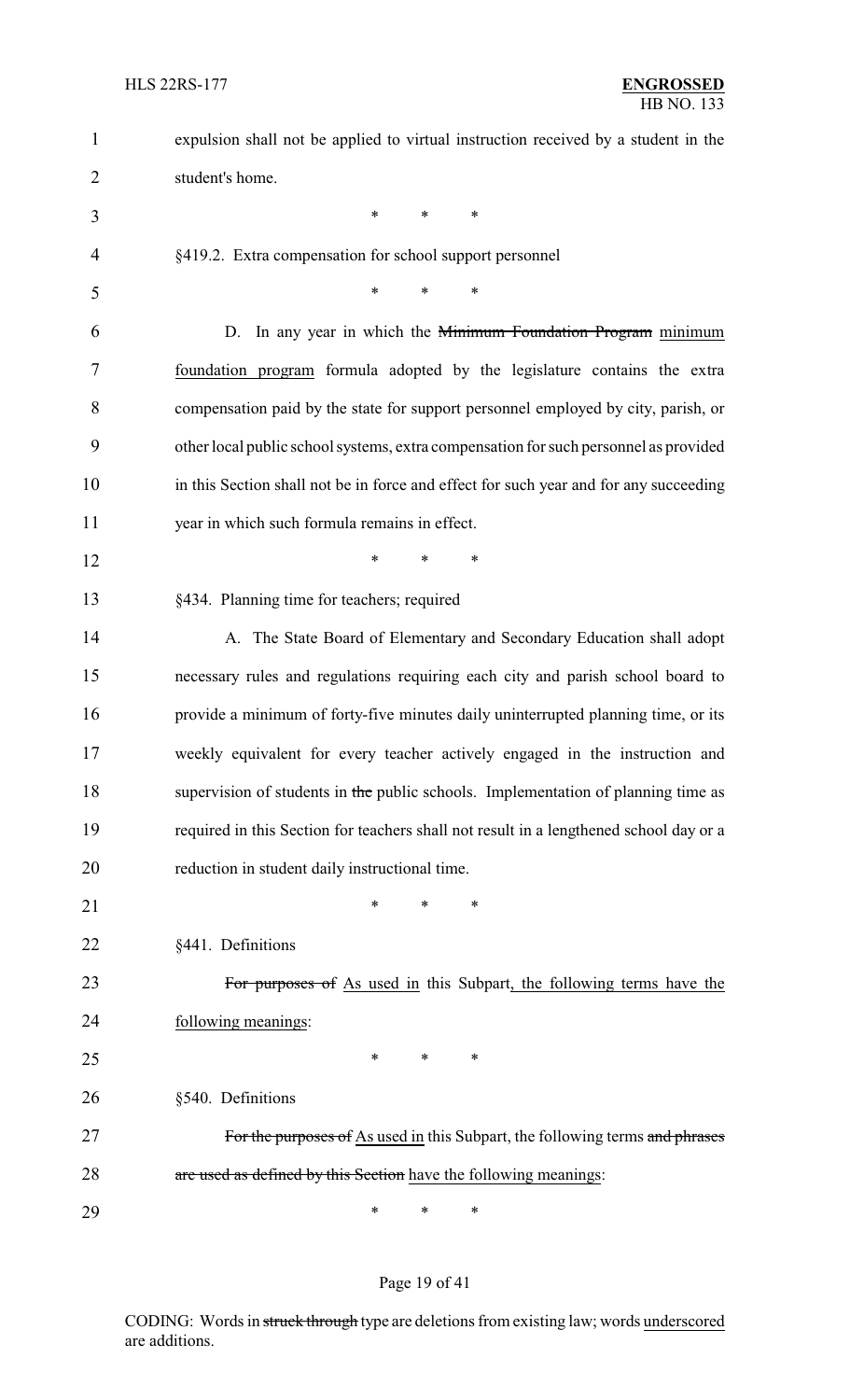expulsion shall not be applied to virtual instruction received by a student in the student's home.

\* \* \*

§419.2. Extra compensation for school support personnel

\* \* \*

D. In any year in which the ~~Minimum Foundation Program~~ minimum foundation program formula adopted by the legislature contains the extra compensation paid by the state for support personnel employed by city, parish, or other local public school systems, extra compensation for such personnel as provided in this Section shall not be in force and effect for such year and for any succeeding year in which such formula remains in effect.

\* \* \*

§434. Planning time for teachers; required

A. The State Board of Elementary and Secondary Education shall adopt necessary rules and regulations requiring each city and parish school board to provide a minimum of forty-five minutes daily uninterrupted planning time, or its weekly equivalent for every teacher actively engaged in the instruction and supervision of students in ~~the~~ public schools. Implementation of planning time as required in this Section for teachers shall not result in a lengthened school day or a reduction in student daily instructional time.

\* \* \*

§441. Definitions

~~For purposes of~~ As used in this Subpart, the following terms have the following meanings:

\* \* \*

§540. Definitions

~~For the purposes of~~ As used in this Subpart, the following terms ~~and phrases are used as defined by this Section~~ have the following meanings:

\* \* \*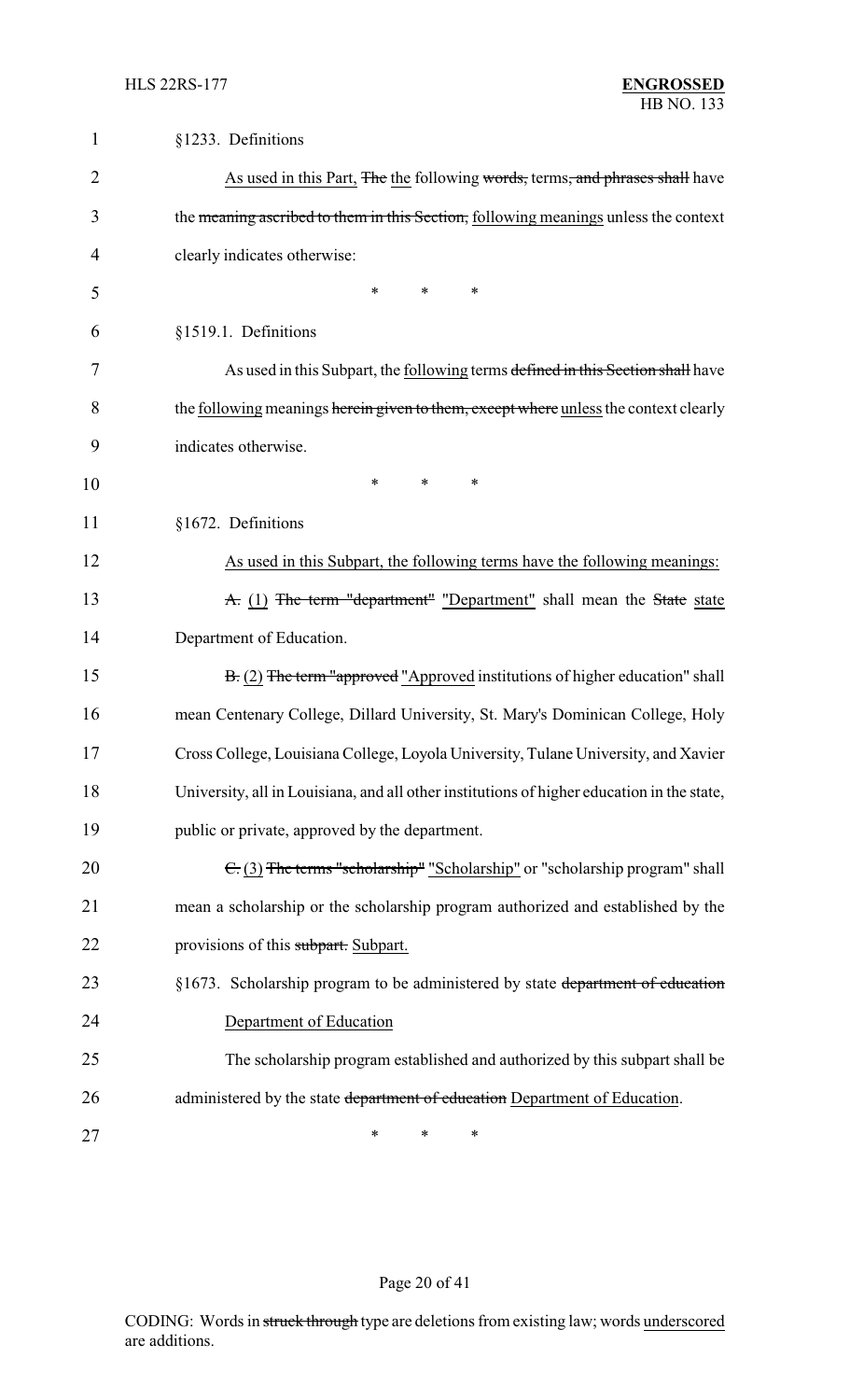§1233. Definitions

As used in this Part, ~~The~~ the following ~~words,~~ terms~~, and phrases shall~~ have the ~~meaning ascribed to them in this Section,~~ following meanings unless the context clearly indicates otherwise:

\* \* \*

§1519.1. Definitions

As used in this Subpart, the following terms ~~defined in this Section shall~~ have the following meanings ~~herein given to them, except where~~ unless the context clearly indicates otherwise.

\* \* \*

§1672. Definitions

As used in this Subpart, the following terms have the following meanings:

~~A.~~ (1) ~~The term "department"~~ "Department" shall mean the ~~State~~ state Department of Education.

~~B.~~ (2) ~~The term "approved~~ "Approved institutions of higher education" shall mean Centenary College, Dillard University, St. Mary's Dominican College, Holy Cross College, Louisiana College, Loyola University, Tulane University, and Xavier University, all in Louisiana, and all other institutions of higher education in the state, public or private, approved by the department.

~~C.~~ (3) ~~The terms "scholarship"~~ "Scholarship" or "scholarship program" shall mean a scholarship or the scholarship program authorized and established by the provisions of this ~~subpart.~~ Subpart.

§1673. Scholarship program to be administered by state ~~department of education~~ Department of Education

The scholarship program established and authorized by this subpart shall be administered by the state ~~department of education~~ Department of Education.

\* \* \*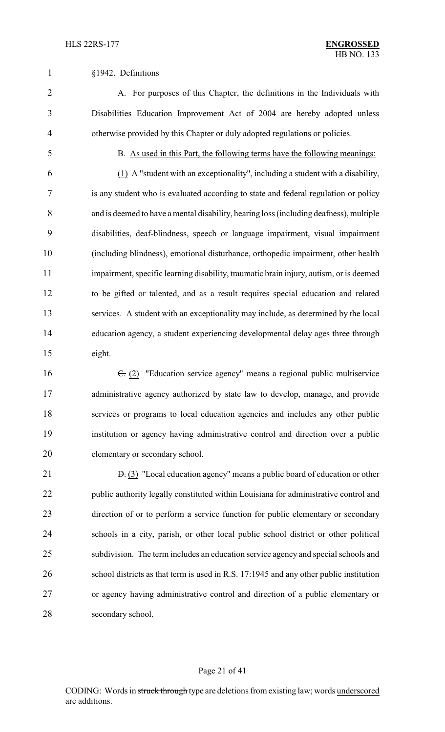§1942. Definitions

A. For purposes of this Chapter, the definitions in the Individuals with Disabilities Education Improvement Act of 2004 are hereby adopted unless otherwise provided by this Chapter or duly adopted regulations or policies.

B. As used in this Part, the following terms have the following meanings:

(1) A "student with an exceptionality", including a student with a disability, is any student who is evaluated according to state and federal regulation or policy and is deemed to have a mental disability, hearing loss (including deafness), multiple disabilities, deaf-blindness, speech or language impairment, visual impairment (including blindness), emotional disturbance, orthopedic impairment, other health impairment, specific learning disability, traumatic brain injury, autism, or is deemed to be gifted or talented, and as a result requires special education and related services. A student with an exceptionality may include, as determined by the local education agency, a student experiencing developmental delay ages three through eight.

~~C.~~ (2) "Education service agency" means a regional public multiservice administrative agency authorized by state law to develop, manage, and provide services or programs to local education agencies and includes any other public institution or agency having administrative control and direction over a public elementary or secondary school.

~~D.~~ (3) "Local education agency" means a public board of education or other public authority legally constituted within Louisiana for administrative control and direction of or to perform a service function for public elementary or secondary schools in a city, parish, or other local public school district or other political subdivision. The term includes an education service agency and special schools and school districts as that term is used in R.S. 17:1945 and any other public institution or agency having administrative control and direction of a public elementary or secondary school.

CODING: Words in ~~struck through~~ type are deletions from existing law; words underscored are additions.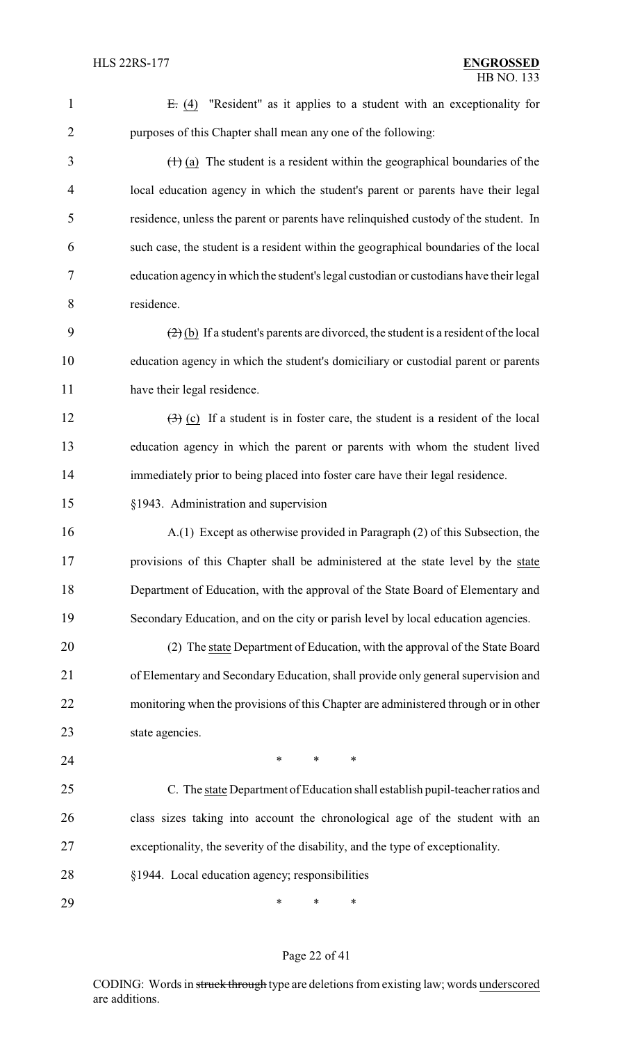~~E.~~ (4) "Resident" as it applies to a student with an exceptionality for purposes of this Chapter shall mean any one of the following:

~~(1)~~ (a) The student is a resident within the geographical boundaries of the local education agency in which the student's parent or parents have their legal residence, unless the parent or parents have relinquished custody of the student. In such case, the student is a resident within the geographical boundaries of the local education agency in which the student's legal custodian or custodians have their legal residence.

~~(2)~~ (b) If a student's parents are divorced, the student is a resident of the local education agency in which the student's domiciliary or custodial parent or parents have their legal residence.

~~(3)~~ (c) If a student is in foster care, the student is a resident of the local education agency in which the parent or parents with whom the student lived immediately prior to being placed into foster care have their legal residence.

§1943. Administration and supervision

A.(1) Except as otherwise provided in Paragraph (2) of this Subsection, the provisions of this Chapter shall be administered at the state level by the state Department of Education, with the approval of the State Board of Elementary and Secondary Education, and on the city or parish level by local education agencies.

(2) The state Department of Education, with the approval of the State Board of Elementary and Secondary Education, shall provide only general supervision and monitoring when the provisions of this Chapter are administered through or in other state agencies.

\* \* \*

C. The state Department of Education shall establish pupil-teacher ratios and class sizes taking into account the chronological age of the student with an exceptionality, the severity of the disability, and the type of exceptionality.

§1944. Local education agency; responsibilities

\* \* \*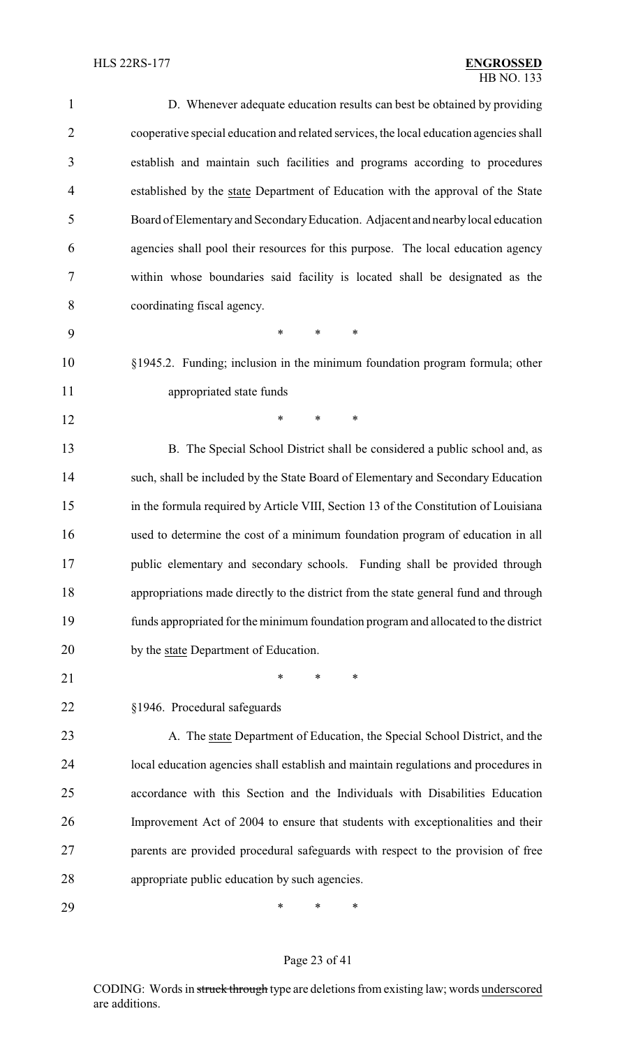D. Whenever adequate education results can best be obtained by providing cooperative special education and related services, the local education agencies shall establish and maintain such facilities and programs according to procedures established by the <u>state</u> Department of Education with the approval of the State Board of Elementary and Secondary Education. Adjacent and nearby local education agencies shall pool their resources for this purpose. The local education agency within whose boundaries said facility is located shall be designated as the coordinating fiscal agency.

\* \* \*

§1945.2. Funding; inclusion in the minimum foundation program formula; other appropriated state funds

\* \* \*

B. The Special School District shall be considered a public school and, as such, shall be included by the State Board of Elementary and Secondary Education in the formula required by Article VIII, Section 13 of the Constitution of Louisiana used to determine the cost of a minimum foundation program of education in all public elementary and secondary schools. Funding shall be provided through appropriations made directly to the district from the state general fund and through funds appropriated for the minimum foundation program and allocated to the district by the <u>state</u> Department of Education.

\* \* \*

§1946. Procedural safeguards

A. The <u>state</u> Department of Education, the Special School District, and the local education agencies shall establish and maintain regulations and procedures in accordance with this Section and the Individuals with Disabilities Education Improvement Act of 2004 to ensure that students with exceptionalities and their parents are provided procedural safeguards with respect to the provision of free appropriate public education by such agencies.

\* \* \*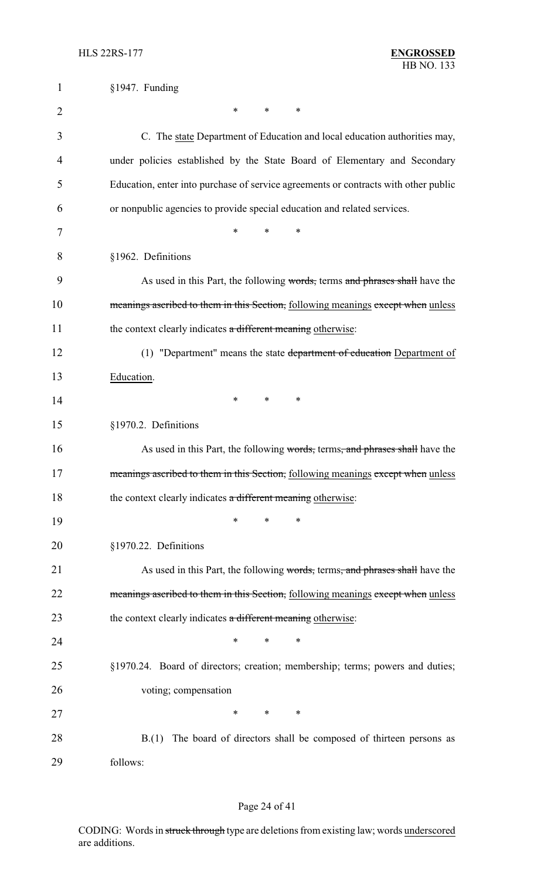§1947. Funding

\*          \*          \*

C. The state Department of Education and local education authorities may, under policies established by the State Board of Elementary and Secondary Education, enter into purchase of service agreements or contracts with other public or nonpublic agencies to provide special education and related services.

\*          \*          \*

§1962. Definitions

As used in this Part, the following words, terms and phrases shall have the meanings ascribed to them in this Section, following meanings except when unless the context clearly indicates a different meaning otherwise:

(1) "Department" means the state department of education Department of Education.

\*          \*          \*

§1970.2. Definitions

As used in this Part, the following words, terms, and phrases shall have the meanings ascribed to them in this Section, following meanings except when unless the context clearly indicates a different meaning otherwise:

\*          \*          \*

§1970.22. Definitions

As used in this Part, the following words, terms, and phrases shall have the meanings ascribed to them in this Section, following meanings except when unless the context clearly indicates a different meaning otherwise:

\*          \*          \*

§1970.24. Board of directors; creation; membership; terms; powers and duties; voting; compensation

\*          \*          \*

B.(1) The board of directors shall be composed of thirteen persons as follows: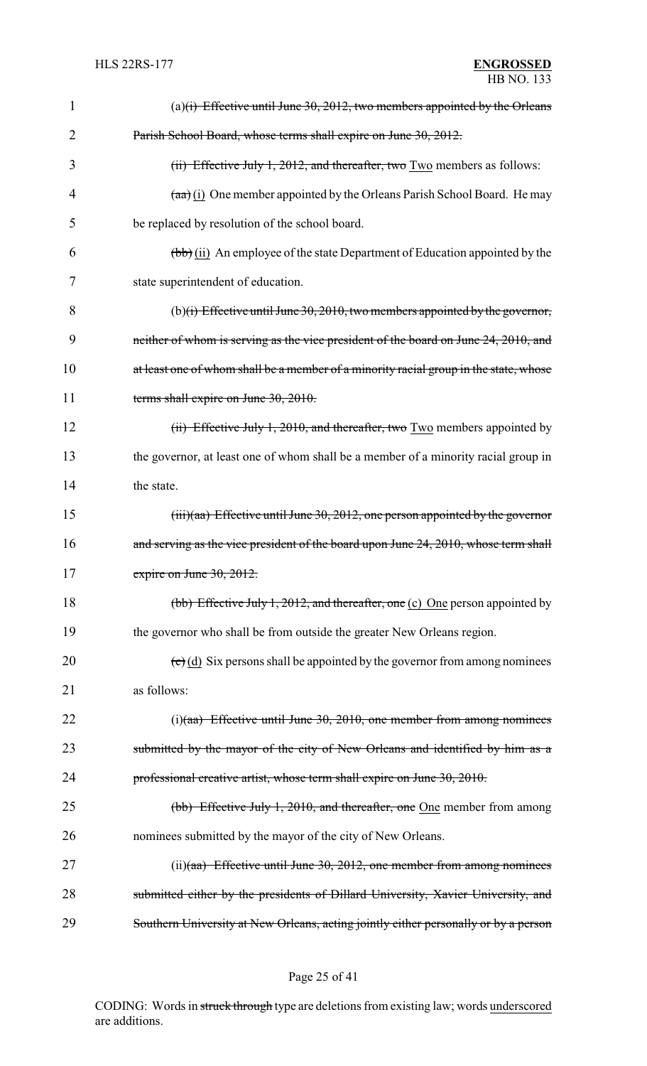(a)~~(i) Effective until June 30, 2012, two members appointed by the Orleans Parish School Board, whose terms shall expire on June 30, 2012.~~

~~(ii) Effective July 1, 2012, and thereafter, two~~ Two members as follows:

~~(aa)~~ (i) One member appointed by the Orleans Parish School Board. He may be replaced by resolution of the school board.

~~(bb)~~ (ii) An employee of the state Department of Education appointed by the state superintendent of education.

(b)~~(i) Effective until June 30, 2010, two members appointed by the governor, neither of whom is serving as the vice president of the board on June 24, 2010, and at least one of whom shall be a member of a minority racial group in the state, whose terms shall expire on June 30, 2010.~~

~~(ii) Effective July 1, 2010, and thereafter, two~~ Two members appointed by the governor, at least one of whom shall be a member of a minority racial group in the state.

~~(iii)(aa) Effective until June 30, 2012, one person appointed by the governor and serving as the vice president of the board upon June 24, 2010, whose term shall expire on June 30, 2012.~~

~~(bb) Effective July 1, 2012, and thereafter, one~~ (c) One person appointed by the governor who shall be from outside the greater New Orleans region.

~~(c)~~ (d) Six persons shall be appointed by the governor from among nominees as follows:

(i)~~(aa) Effective until June 30, 2010, one member from among nominees submitted by the mayor of the city of New Orleans and identified by him as a professional creative artist, whose term shall expire on June 30, 2010.~~

~~(bb) Effective July 1, 2010, and thereafter, one~~ One member from among nominees submitted by the mayor of the city of New Orleans.

(ii)~~(aa) Effective until June 30, 2012, one member from among nominees submitted either by the presidents of Dillard University, Xavier University, and Southern University at New Orleans, acting jointly either personally or by a person~~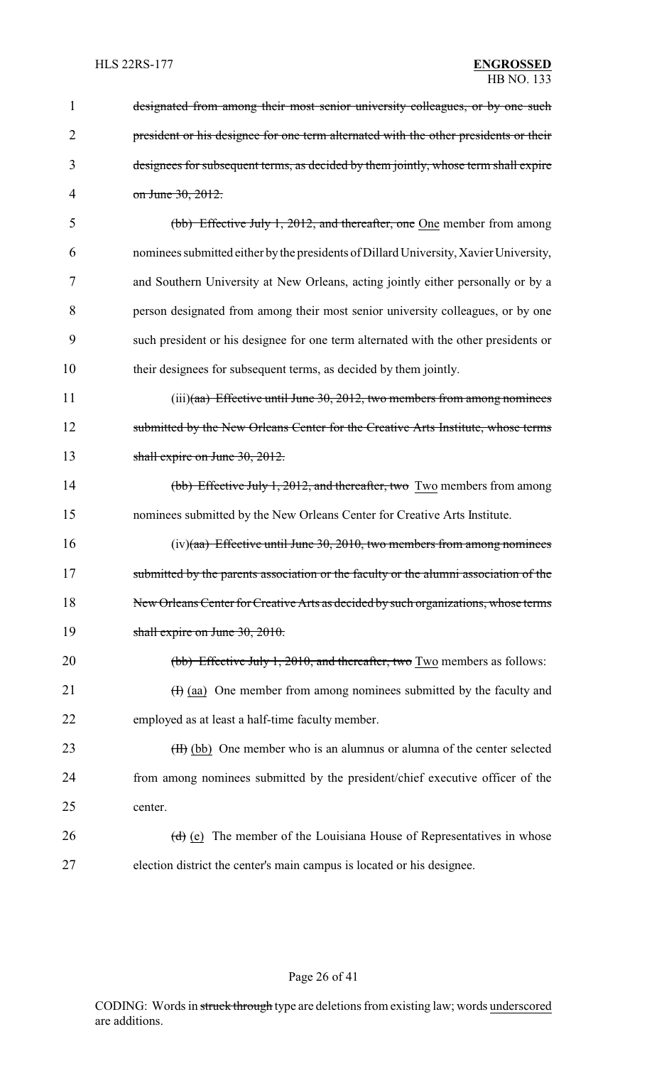designated from among their most senior university colleagues, or by one such president or his designee for one term alternated with the other presidents or their designees for subsequent terms, as decided by them jointly, whose term shall expire on June 30, 2012.

(bb) Effective July 1, 2012, and thereafter, one One member from among nominees submitted either by the presidents of Dillard University, Xavier University, and Southern University at New Orleans, acting jointly either personally or by a person designated from among their most senior university colleagues, or by one such president or his designee for one term alternated with the other presidents or their designees for subsequent terms, as decided by them jointly.

(iii)(aa) Effective until June 30, 2012, two members from among nominees submitted by the New Orleans Center for the Creative Arts Institute, whose terms shall expire on June 30, 2012.

(bb) Effective July 1, 2012, and thereafter, two Two members from among nominees submitted by the New Orleans Center for Creative Arts Institute.

(iv)(aa) Effective until June 30, 2010, two members from among nominees submitted by the parents association or the faculty or the alumni association of the New Orleans Center for Creative Arts as decided by such organizations, whose terms shall expire on June 30, 2010.

(bb) Effective July 1, 2010, and thereafter, two Two members as follows:

(I) (aa) One member from among nominees submitted by the faculty and employed as at least a half-time faculty member.

(II) (bb) One member who is an alumnus or alumna of the center selected from among nominees submitted by the president/chief executive officer of the center.

(d) (e) The member of the Louisiana House of Representatives in whose election district the center's main campus is located or his designee.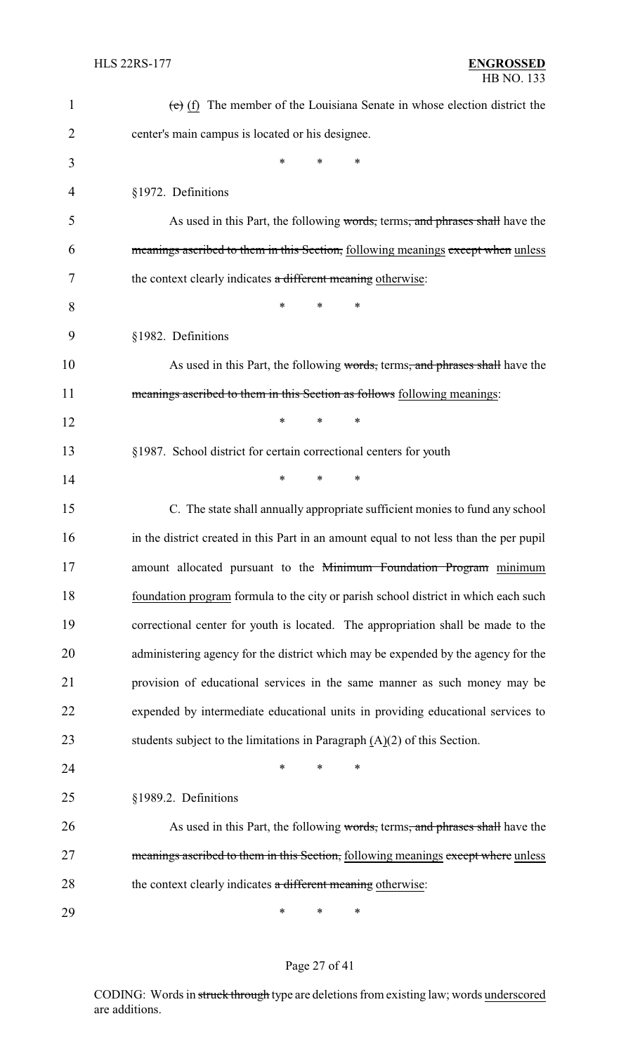(e) (f) The member of the Louisiana Senate in whose election district the center's main campus is located or his designee.

\* \* \*

§1972. Definitions

As used in this Part, the following words, terms, and phrases shall have the meanings ascribed to them in this Section, following meanings except when unless the context clearly indicates a different meaning otherwise:

\* \* \*

§1982. Definitions

As used in this Part, the following words, terms, and phrases shall have the meanings ascribed to them in this Section as follows following meanings:

\* \* \*

§1987. School district for certain correctional centers for youth

\* \* \*

C. The state shall annually appropriate sufficient monies to fund any school in the district created in this Part in an amount equal to not less than the per pupil amount allocated pursuant to the Minimum Foundation Program minimum foundation program formula to the city or parish school district in which each such correctional center for youth is located. The appropriation shall be made to the administering agency for the district which may be expended by the agency for the provision of educational services in the same manner as such money may be expended by intermediate educational units in providing educational services to students subject to the limitations in Paragraph (A)(2) of this Section.

\* \* \*

§1989.2. Definitions

As used in this Part, the following words, terms, and phrases shall have the meanings ascribed to them in this Section, following meanings except where unless the context clearly indicates a different meaning otherwise:

\* \* \*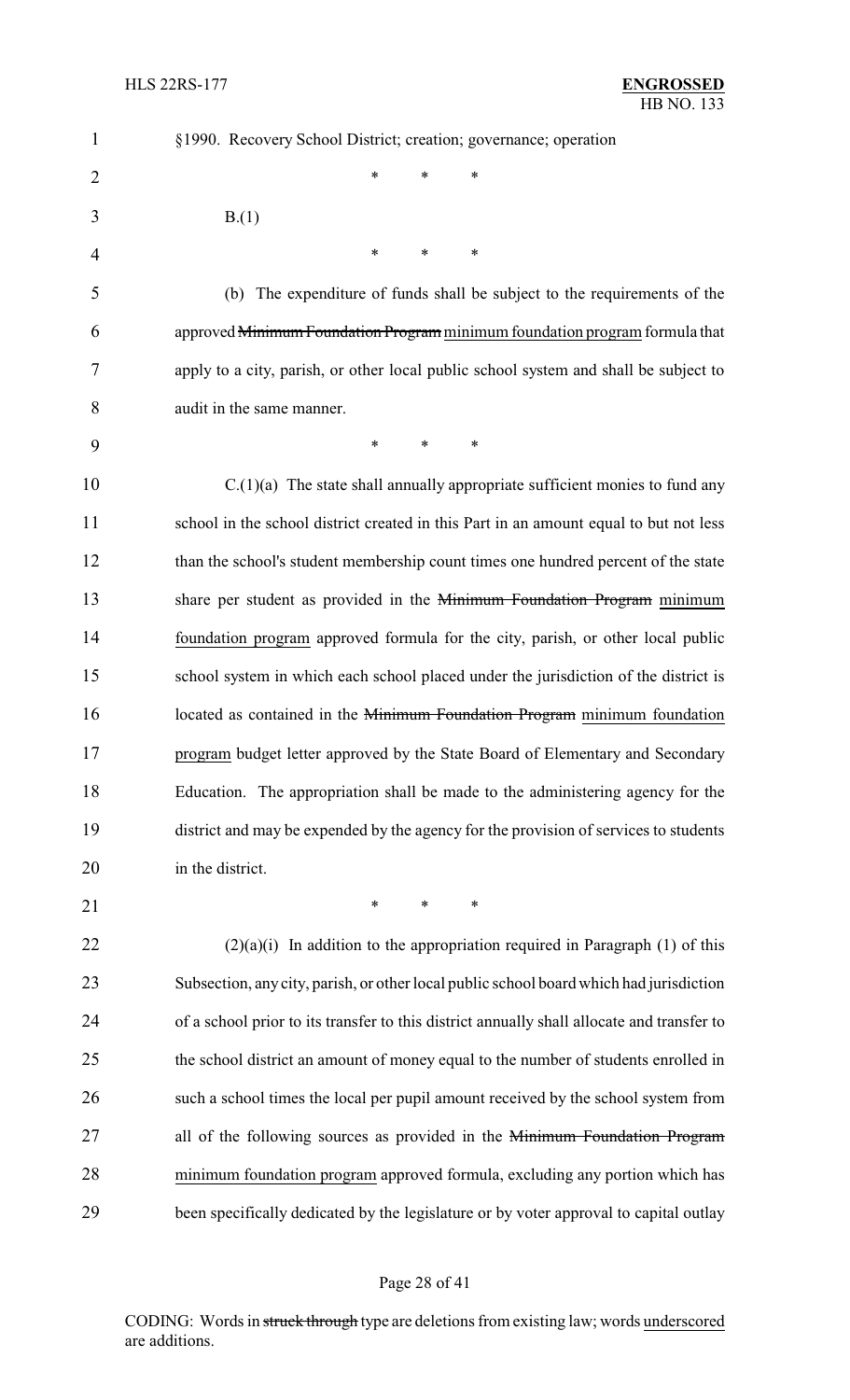§1990. Recovery School District; creation; governance; operation

\* \* \*

B.(1)

\* \* \*

(b) The expenditure of funds shall be subject to the requirements of the approved ~~Minimum Foundation Program~~ minimum foundation program formula that apply to a city, parish, or other local public school system and shall be subject to audit in the same manner.

\* \* \*

C.(1)(a) The state shall annually appropriate sufficient monies to fund any school in the school district created in this Part in an amount equal to but not less than the school's student membership count times one hundred percent of the state share per student as provided in the ~~Minimum Foundation Program~~ minimum foundation program approved formula for the city, parish, or other local public school system in which each school placed under the jurisdiction of the district is located as contained in the ~~Minimum Foundation Program~~ minimum foundation program budget letter approved by the State Board of Elementary and Secondary Education. The appropriation shall be made to the administering agency for the district and may be expended by the agency for the provision of services to students in the district.

\* \* \*

(2)(a)(i) In addition to the appropriation required in Paragraph (1) of this Subsection, any city, parish, or other local public school board which had jurisdiction of a school prior to its transfer to this district annually shall allocate and transfer to the school district an amount of money equal to the number of students enrolled in such a school times the local per pupil amount received by the school system from all of the following sources as provided in the ~~Minimum Foundation Program~~ minimum foundation program approved formula, excluding any portion which has been specifically dedicated by the legislature or by voter approval to capital outlay

CODING: Words in ~~struck through~~ type are deletions from existing law; words underscored are additions.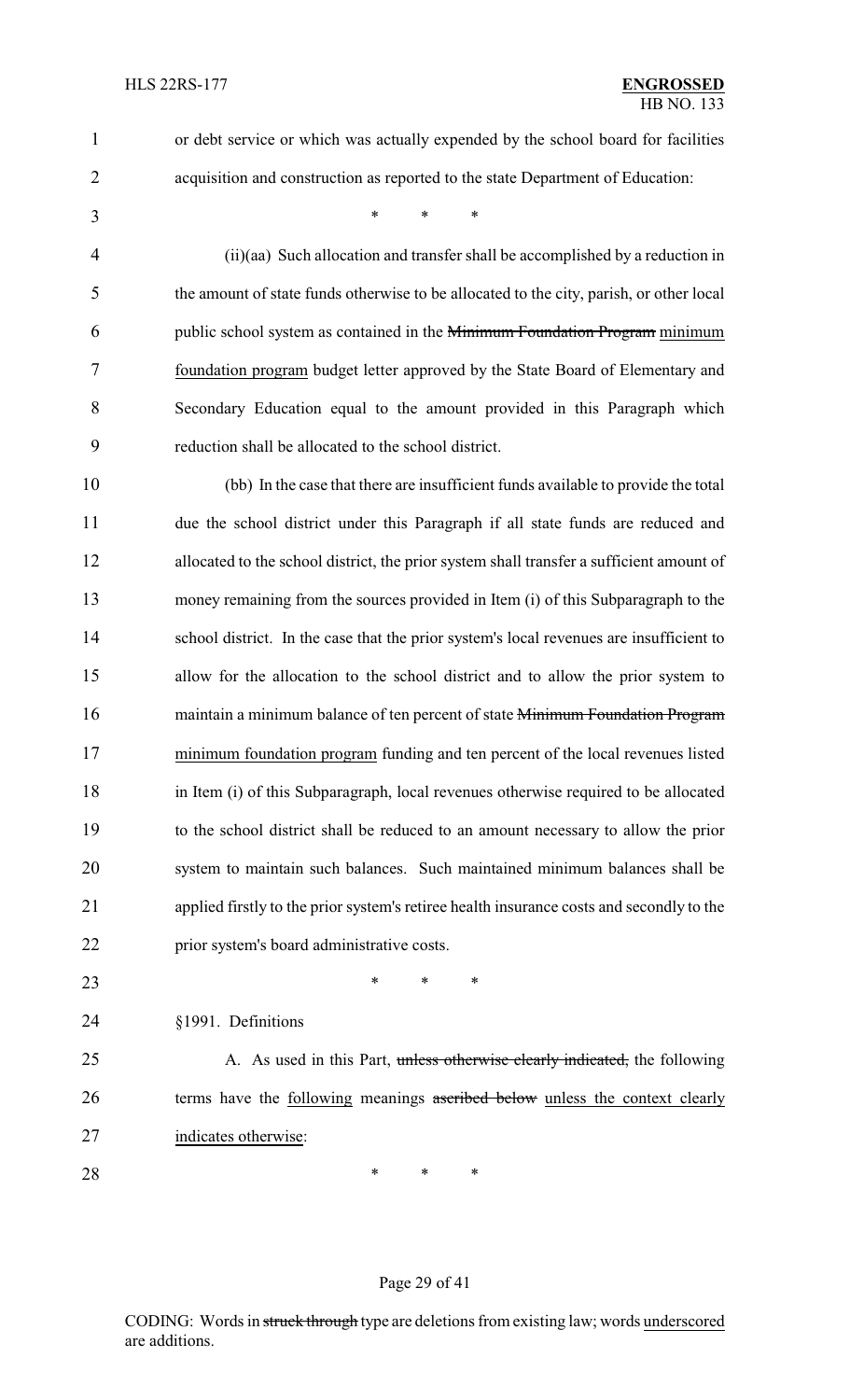or debt service or which was actually expended by the school board for facilities acquisition and construction as reported to the state Department of Education:

\* \* \*

(ii)(aa) Such allocation and transfer shall be accomplished by a reduction in the amount of state funds otherwise to be allocated to the city, parish, or other local public school system as contained in the ~~Minimum Foundation Program~~ minimum foundation program budget letter approved by the State Board of Elementary and Secondary Education equal to the amount provided in this Paragraph which reduction shall be allocated to the school district.

(bb) In the case that there are insufficient funds available to provide the total due the school district under this Paragraph if all state funds are reduced and allocated to the school district, the prior system shall transfer a sufficient amount of money remaining from the sources provided in Item (i) of this Subparagraph to the school district. In the case that the prior system's local revenues are insufficient to allow for the allocation to the school district and to allow the prior system to maintain a minimum balance of ten percent of state ~~Minimum Foundation Program~~ minimum foundation program funding and ten percent of the local revenues listed in Item (i) of this Subparagraph, local revenues otherwise required to be allocated to the school district shall be reduced to an amount necessary to allow the prior system to maintain such balances. Such maintained minimum balances shall be applied firstly to the prior system's retiree health insurance costs and secondly to the prior system's board administrative costs.

\* \* \*

§1991. Definitions

A. As used in this Part, ~~unless otherwise clearly indicated,~~ the following terms have the following meanings ~~ascribed below~~ unless the context clearly indicates otherwise:

\* \* \*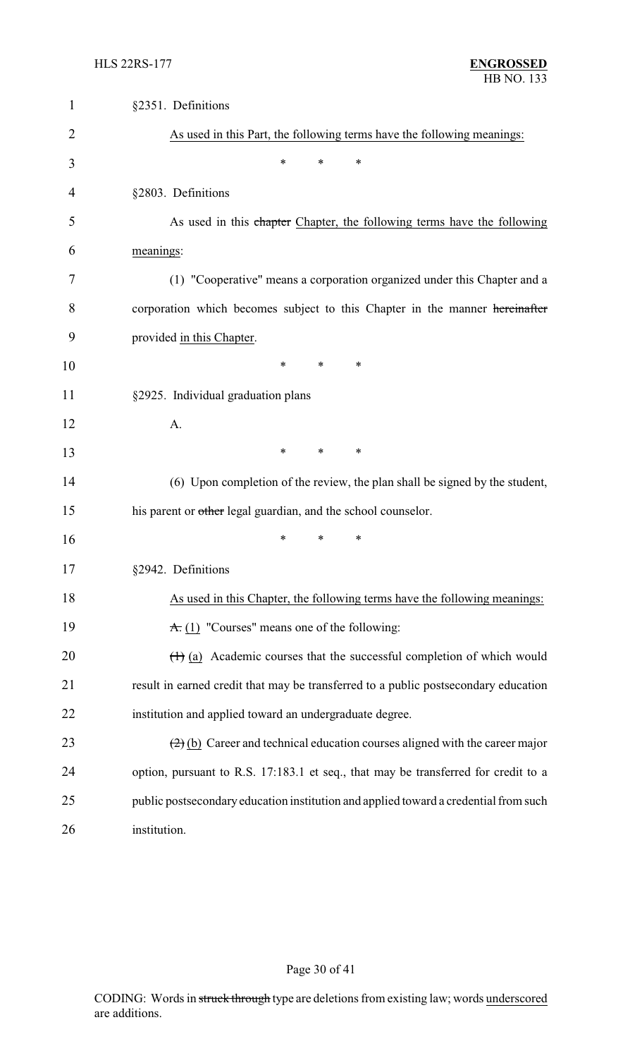§2351. Definitions

As used in this Part, the following terms have the following meanings:

\* \* \*

§2803. Definitions

As used in this ~~chapter~~ Chapter, the following terms have the following meanings:

(1) "Cooperative" means a corporation organized under this Chapter and a corporation which becomes subject to this Chapter in the manner ~~hereinafter~~ provided in this Chapter.

\* \* \*

§2925. Individual graduation plans

A.

\* \* \*

(6) Upon completion of the review, the plan shall be signed by the student, his parent or ~~other~~ legal guardian, and the school counselor.

\* \* \*

§2942. Definitions

As used in this Chapter, the following terms have the following meanings:

~~A.~~ (1) "Courses" means one of the following:

~~(1)~~ (a) Academic courses that the successful completion of which would result in earned credit that may be transferred to a public postsecondary education institution and applied toward an undergraduate degree.

~~(2)~~ (b) Career and technical education courses aligned with the career major option, pursuant to R.S. 17:183.1 et seq., that may be transferred for credit to a public postsecondary education institution and applied toward a credential from such institution.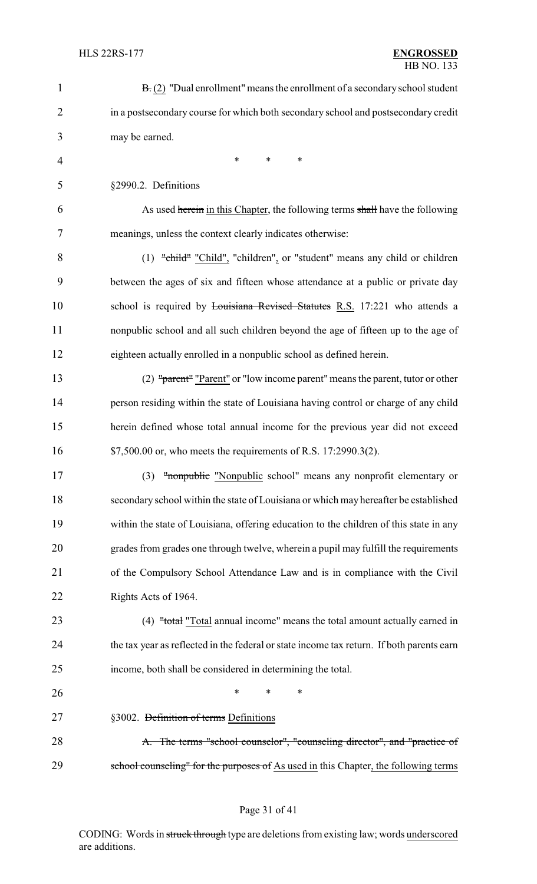~~B.~~ (2) "Dual enrollment" means the enrollment of a secondary school student in a postsecondary course for which both secondary school and postsecondary credit may be earned.

\* \* \*

§2990.2. Definitions

As used ~~herein~~ in this Chapter, the following terms ~~shall~~ have the following meanings, unless the context clearly indicates otherwise:

(1) ~~"child"~~ "Child", "children", or "student" means any child or children between the ages of six and fifteen whose attendance at a public or private day school is required by ~~Louisiana Revised Statutes~~ R.S. 17:221 who attends a nonpublic school and all such children beyond the age of fifteen up to the age of eighteen actually enrolled in a nonpublic school as defined herein.

(2) ~~"parent"~~ "Parent" or "low income parent" means the parent, tutor or other person residing within the state of Louisiana having control or charge of any child herein defined whose total annual income for the previous year did not exceed $7,500.00 or, who meets the requirements of R.S. 17:2990.3(2).

(3) ~~"nonpublic~~ "Nonpublic school" means any nonprofit elementary or secondary school within the state of Louisiana or which may hereafter be established within the state of Louisiana, offering education to the children of this state in any grades from grades one through twelve, wherein a pupil may fulfill the requirements of the Compulsory School Attendance Law and is in compliance with the Civil Rights Acts of 1964.

(4) ~~"total~~ "Total annual income" means the total amount actually earned in the tax year as reflected in the federal or state income tax return. If both parents earn income, both shall be considered in determining the total.

\* \* \*

§3002. ~~Definition of terms~~ Definitions

~~A. The terms "school counselor", "counseling director", and "practice of school counseling" for the purposes of~~ As used in this Chapter, the following terms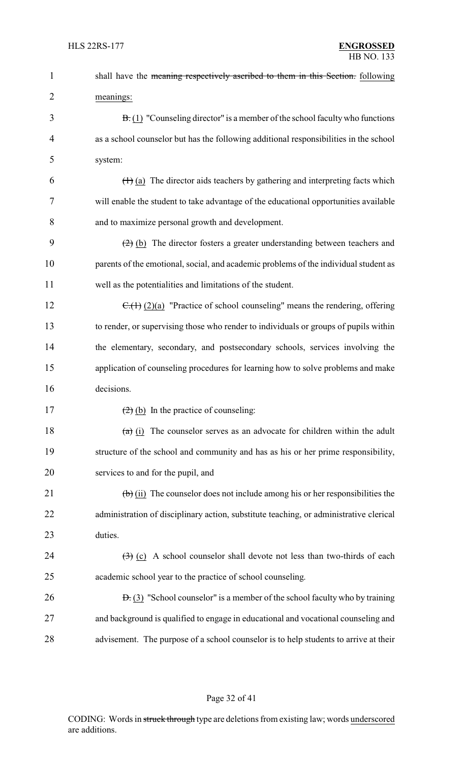shall have the ~~meaning respectively ascribed to them in this Section.~~ following meanings:

~~B.~~ (1) "Counseling director" is a member of the school faculty who functions as a school counselor but has the following additional responsibilities in the school system:

~~(1)~~ (a) The director aids teachers by gathering and interpreting facts which will enable the student to take advantage of the educational opportunities available and to maximize personal growth and development.

~~(2)~~ (b) The director fosters a greater understanding between teachers and parents of the emotional, social, and academic problems of the individual student as well as the potentialities and limitations of the student.

~~C.(1)~~ (2)(a) "Practice of school counseling" means the rendering, offering to render, or supervising those who render to individuals or groups of pupils within the elementary, secondary, and postsecondary schools, services involving the application of counseling procedures for learning how to solve problems and make decisions.

~~(2)~~ (b) In the practice of counseling:

~~(a)~~ (i) The counselor serves as an advocate for children within the adult structure of the school and community and has as his or her prime responsibility, services to and for the pupil, and

~~(b)~~ (ii) The counselor does not include among his or her responsibilities the administration of disciplinary action, substitute teaching, or administrative clerical duties.

~~(3)~~ (c) A school counselor shall devote not less than two-thirds of each academic school year to the practice of school counseling.

~~D.~~ (3) "School counselor" is a member of the school faculty who by training and background is qualified to engage in educational and vocational counseling and advisement. The purpose of a school counselor is to help students to arrive at their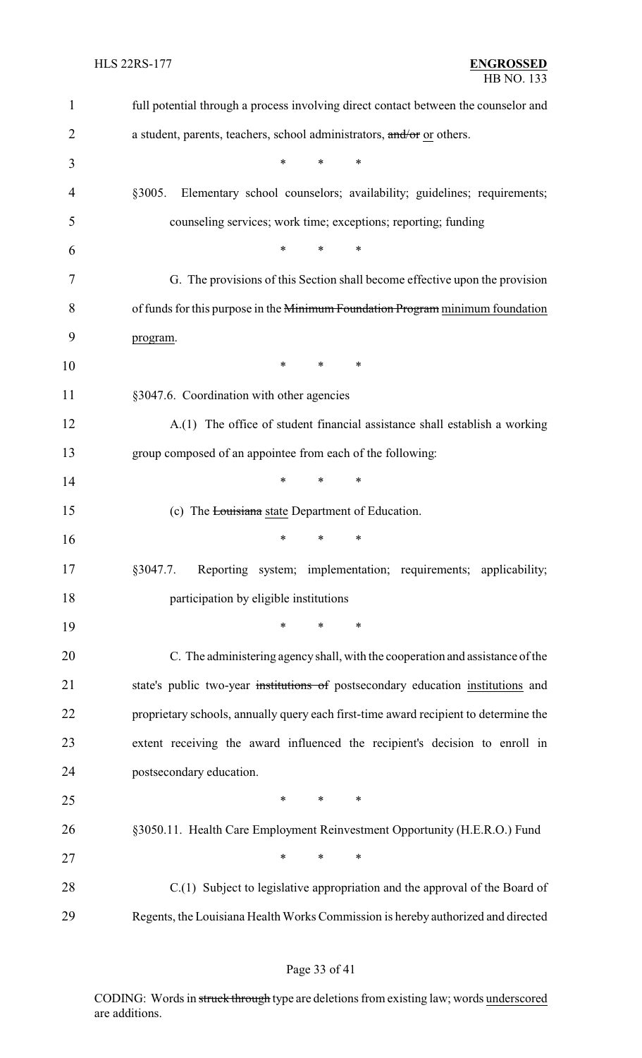full potential through a process involving direct contact between the counselor and a student, parents, teachers, school administrators, ~~and/or~~ or others.

\* \* \*

§3005. Elementary school counselors; availability; guidelines; requirements; counseling services; work time; exceptions; reporting; funding

\* \* \*

G. The provisions of this Section shall become effective upon the provision of funds for this purpose in the ~~Minimum Foundation Program~~ minimum foundation program.

\* \* \*

§3047.6. Coordination with other agencies

A.(1) The office of student financial assistance shall establish a working group composed of an appointee from each of the following:

\* \* \*

(c) The ~~Louisiana~~ state Department of Education.

\* \* \*

§3047.7. Reporting system; implementation; requirements; applicability; participation by eligible institutions

\* \* \*

C. The administering agency shall, with the cooperation and assistance of the state's public two-year ~~institutions of~~ postsecondary education institutions and proprietary schools, annually query each first-time award recipient to determine the extent receiving the award influenced the recipient's decision to enroll in postsecondary education.

\* \* \*

§3050.11. Health Care Employment Reinvestment Opportunity (H.E.R.O.) Fund

\* \* \*

C.(1) Subject to legislative appropriation and the approval of the Board of Regents, the Louisiana Health Works Commission is hereby authorized and directed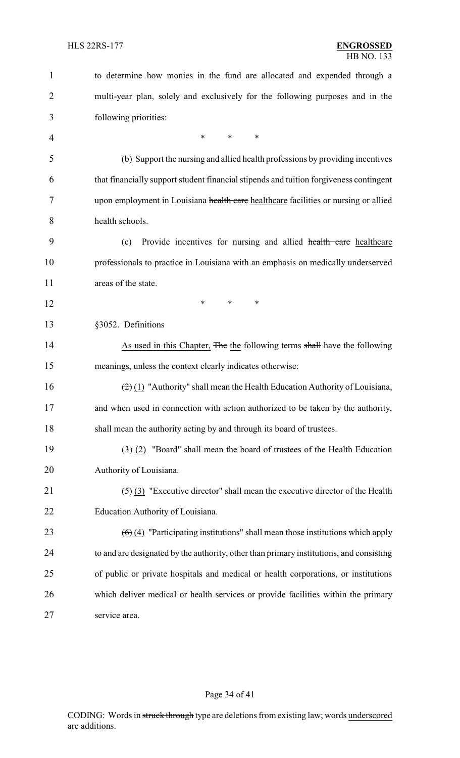to determine how monies in the fund are allocated and expended through a multi-year plan, solely and exclusively for the following purposes and in the following priorities:

\* \* \*

(b) Support the nursing and allied health professions by providing incentives that financially support student financial stipends and tuition forgiveness contingent upon employment in Louisiana ~~health care~~ healthcare facilities or nursing or allied health schools.

(c) Provide incentives for nursing and allied ~~health care~~ healthcare professionals to practice in Louisiana with an emphasis on medically underserved areas of the state.

\* \* \*

§3052. Definitions

As used in this Chapter, ~~The~~ the following terms ~~shall~~ have the following meanings, unless the context clearly indicates otherwise:

~~(2)~~ (1) "Authority" shall mean the Health Education Authority of Louisiana, and when used in connection with action authorized to be taken by the authority, shall mean the authority acting by and through its board of trustees.

~~(3)~~ (2) "Board" shall mean the board of trustees of the Health Education Authority of Louisiana.

~~(5)~~ (3) "Executive director" shall mean the executive director of the Health Education Authority of Louisiana.

~~(6)~~ (4) "Participating institutions" shall mean those institutions which apply to and are designated by the authority, other than primary institutions, and consisting of public or private hospitals and medical or health corporations, or institutions which deliver medical or health services or provide facilities within the primary service area.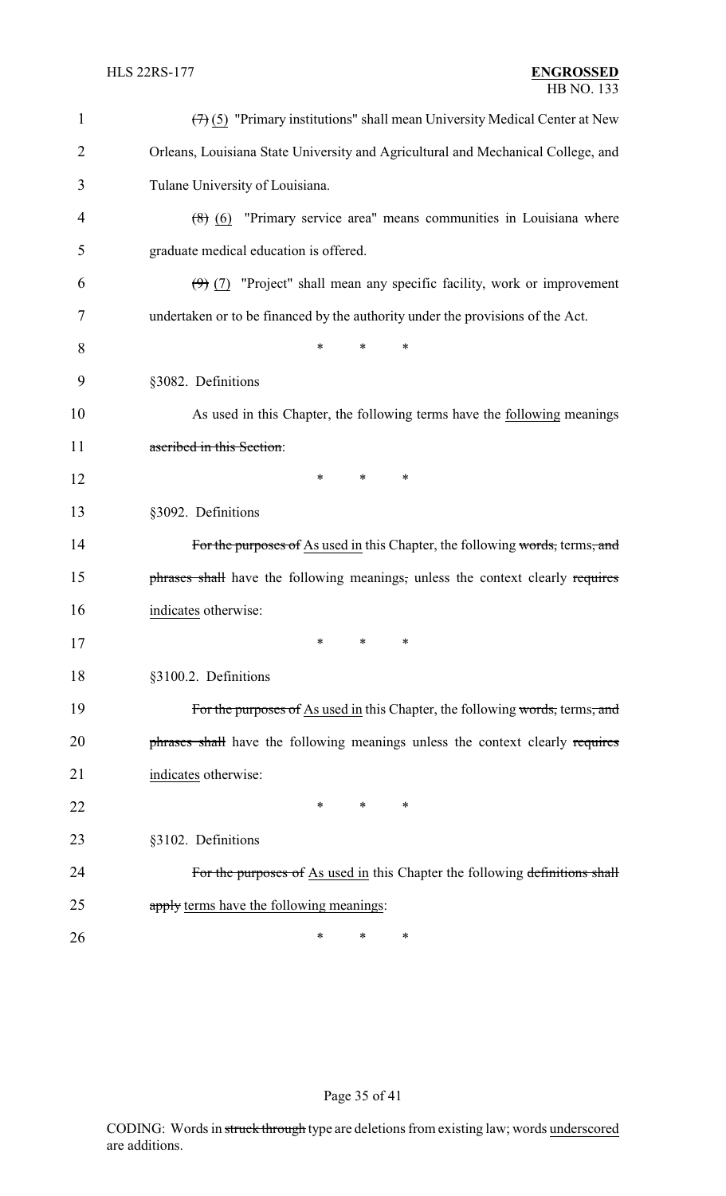~~(7)~~ (5) "Primary institutions" shall mean University Medical Center at New Orleans, Louisiana State University and Agricultural and Mechanical College, and Tulane University of Louisiana.

~~(8)~~ (6) "Primary service area" means communities in Louisiana where graduate medical education is offered.

~~(9)~~ (7) "Project" shall mean any specific facility, work or improvement undertaken or to be financed by the authority under the provisions of the Act.

\* \* \*

§3082. Definitions

As used in this Chapter, the following terms have the following meanings ~~ascribed in this Section~~:

\* \* \*

§3092. Definitions

~~For the purposes of~~ As used in this Chapter, the following ~~words,~~ terms~~, and phrases shall~~ have the following meanings~~,~~ unless the context clearly ~~requires~~ indicates otherwise:

\* \* \*

§3100.2. Definitions

~~For the purposes of~~ As used in this Chapter, the following ~~words,~~ terms~~, and phrases shall~~ have the following meanings unless the context clearly ~~requires~~ indicates otherwise:

\* \* \*

§3102. Definitions

~~For the purposes of~~ As used in this Chapter the following ~~definitions shall apply~~ terms have the following meanings:

\* \* \*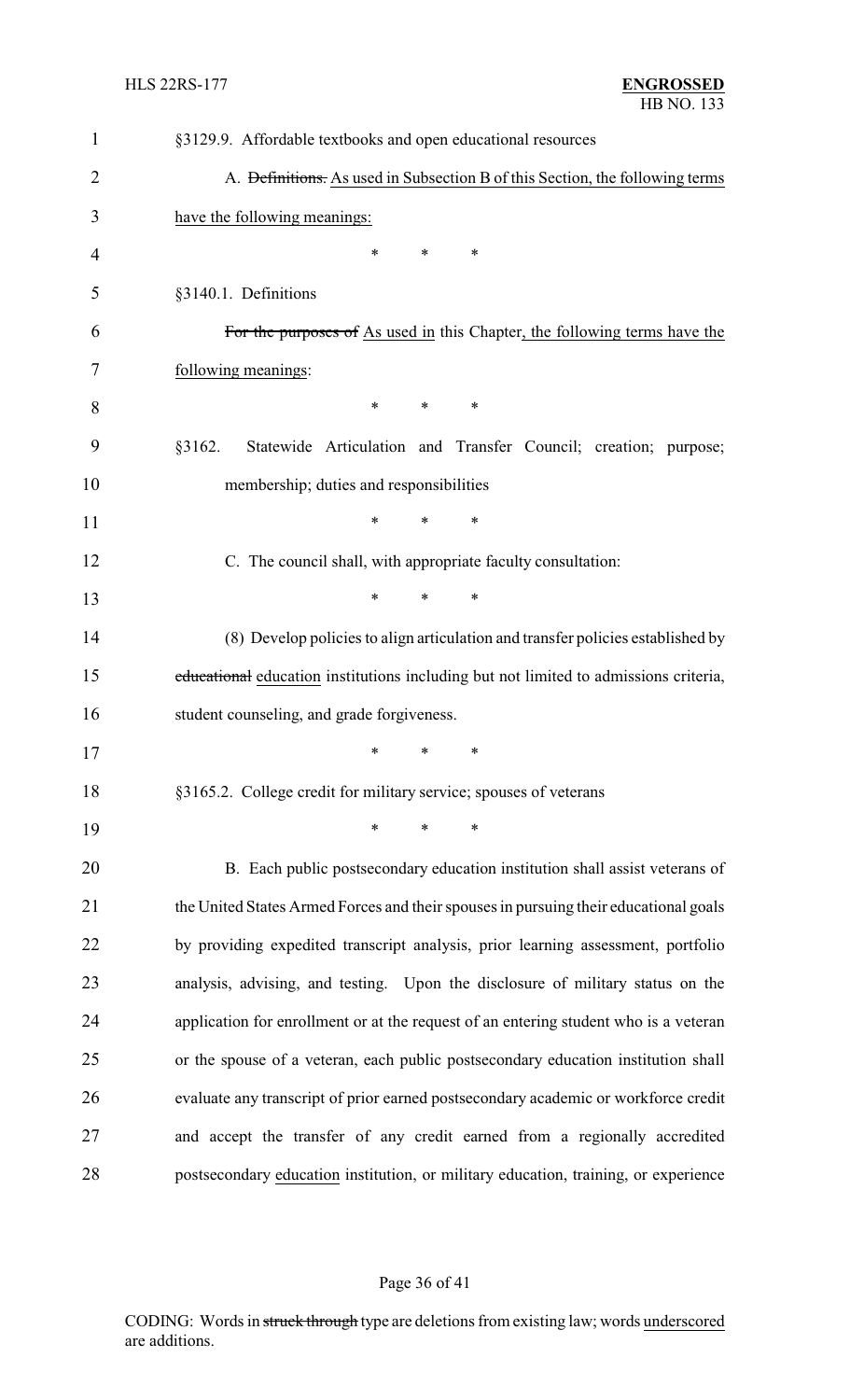§3129.9. Affordable textbooks and open educational resources

A. ~~Definitions.~~ As used in Subsection B of this Section, the following terms have the following meanings:

\* \* \*

§3140.1. Definitions

~~For the purposes of~~ As used in this Chapter, the following terms have the following meanings:

\* \* \*

§3162. Statewide Articulation and Transfer Council; creation; purpose; membership; duties and responsibilities

\* \* \*

C. The council shall, with appropriate faculty consultation:

\* \* \*

(8) Develop policies to align articulation and transfer policies established by ~~educational~~ education institutions including but not limited to admissions criteria, student counseling, and grade forgiveness.

\* \* \*

§3165.2. College credit for military service; spouses of veterans

\* \* \*

B. Each public postsecondary education institution shall assist veterans of the United States Armed Forces and their spouses in pursuing their educational goals by providing expedited transcript analysis, prior learning assessment, portfolio analysis, advising, and testing. Upon the disclosure of military status on the application for enrollment or at the request of an entering student who is a veteran or the spouse of a veteran, each public postsecondary education institution shall evaluate any transcript of prior earned postsecondary academic or workforce credit and accept the transfer of any credit earned from a regionally accredited postsecondary education institution, or military education, training, or experience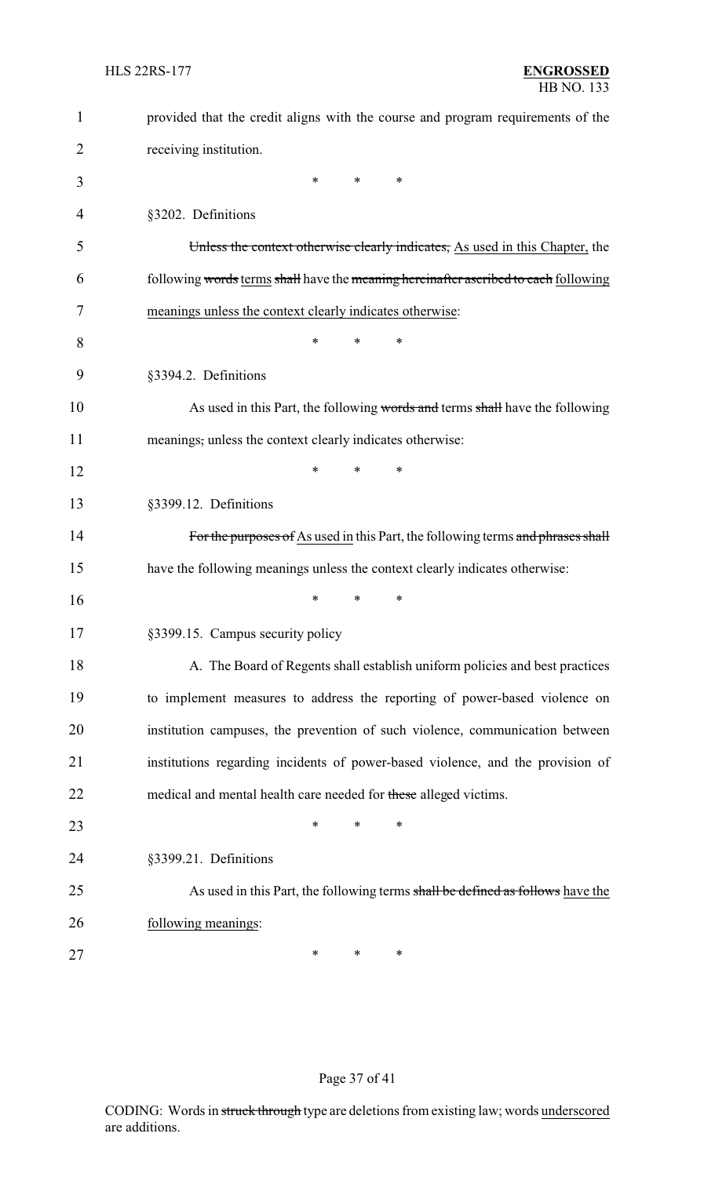provided that the credit aligns with the course and program requirements of the receiving institution.

\* \* \*

§3202. Definitions

~~Unless the context otherwise clearly indicates,~~ As used in this Chapter, the following ~~words~~ terms ~~shall~~ have the ~~meaning hereinafter ascribed to each~~ following meanings unless the context clearly indicates otherwise:

\* \* \*

§3394.2. Definitions

As used in this Part, the following ~~words and~~ terms ~~shall~~ have the following meanings~~,~~ unless the context clearly indicates otherwise:

\* \* \*

§3399.12. Definitions

~~For the purposes of~~ As used in this Part, the following terms ~~and phrases shall~~ have the following meanings unless the context clearly indicates otherwise:

\* \* \*

§3399.15. Campus security policy

A. The Board of Regents shall establish uniform policies and best practices to implement measures to address the reporting of power-based violence on institution campuses, the prevention of such violence, communication between institutions regarding incidents of power-based violence, and the provision of medical and mental health care needed for ~~these~~ alleged victims.

\* \* \*

§3399.21. Definitions

As used in this Part, the following terms ~~shall be defined as follows~~ have the following meanings:

\* \* \*

CODING: Words in ~~struck through~~ type are deletions from existing law; words underscored are additions.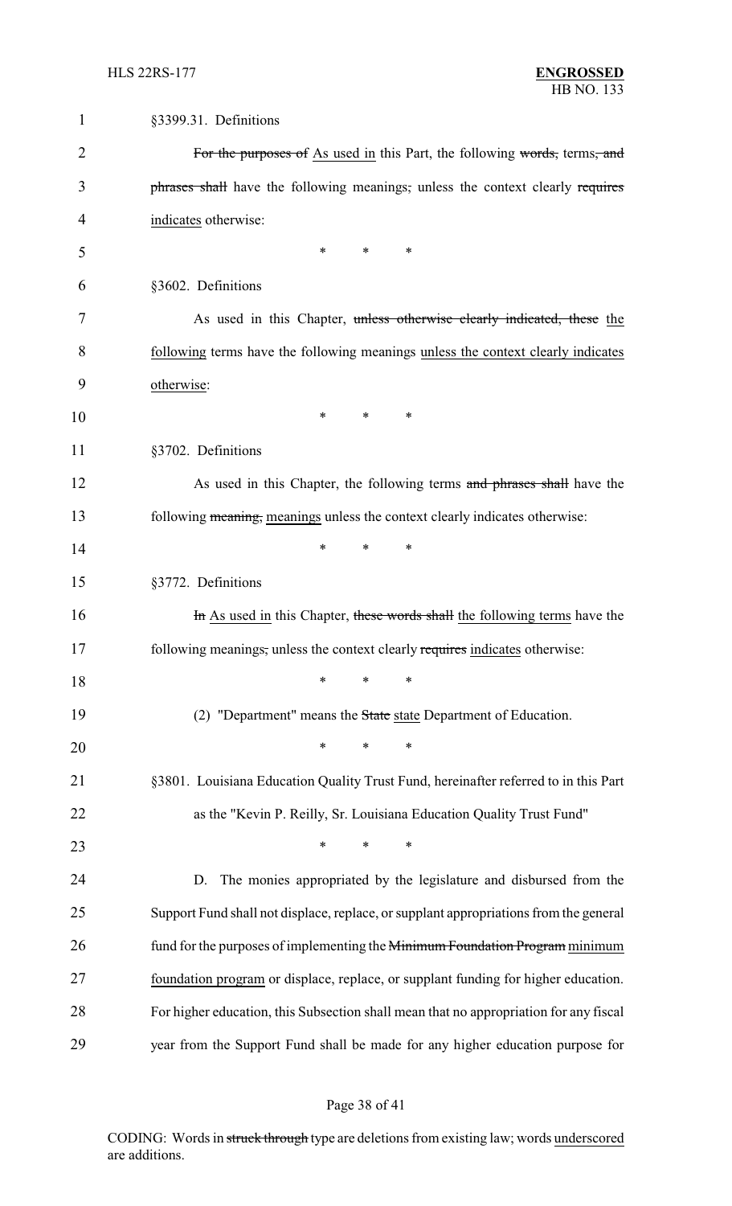§3399.31. Definitions

~~For the purposes of~~ As used in this Part, the following ~~words,~~ terms~~, and phrases shall~~ have the following meanings~~,~~ unless the context clearly ~~requires~~ indicates otherwise:

\* \* \*

§3602. Definitions

As used in this Chapter, ~~unless otherwise clearly indicated, these~~ the following terms have the following meanings unless the context clearly indicates otherwise:

\* \* \*

§3702. Definitions

As used in this Chapter, the following terms ~~and phrases shall~~ have the following ~~meaning,~~ meanings unless the context clearly indicates otherwise:

\* \* \*

§3772. Definitions

~~In~~ As used in this Chapter, ~~these words shall~~ the following terms have the following meanings~~,~~ unless the context clearly ~~requires~~ indicates otherwise:

\* \* \*

(2) "Department" means the ~~State~~ state Department of Education.

\* \* \*

§3801. Louisiana Education Quality Trust Fund, hereinafter referred to in this Part as the "Kevin P. Reilly, Sr. Louisiana Education Quality Trust Fund"

\* \* \*

D. The monies appropriated by the legislature and disbursed from the Support Fund shall not displace, replace, or supplant appropriations from the general fund for the purposes of implementing the ~~Minimum Foundation Program~~ minimum foundation program or displace, replace, or supplant funding for higher education. For higher education, this Subsection shall mean that no appropriation for any fiscal year from the Support Fund shall be made for any higher education purpose for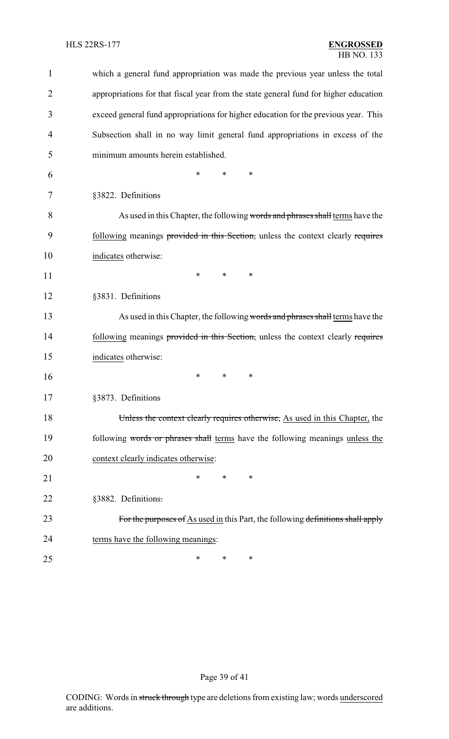which a general fund appropriation was made the previous year unless the total appropriations for that fiscal year from the state general fund for higher education exceed general fund appropriations for higher education for the previous year. This Subsection shall in no way limit general fund appropriations in excess of the minimum amounts herein established.

\* \* \*

§3822. Definitions

As used in this Chapter, the following ~~words and phrases shall~~ terms have the following meanings ~~provided in this Section,~~ unless the context clearly ~~requires~~ indicates otherwise:

\* \* \*

§3831. Definitions

As used in this Chapter, the following ~~words and phrases shall~~ terms have the following meanings ~~provided in this Section,~~ unless the context clearly ~~requires~~ indicates otherwise:

\* \* \*

§3873. Definitions

~~Unless the context clearly requires otherwise,~~ As used in this Chapter, the following ~~words or phrases shall~~ terms have the following meanings unless the context clearly indicates otherwise:

\* \* \*

§3882. Definitions~~.~~

~~For the purposes of~~ As used in this Part, the following ~~definitions shall apply~~ terms have the following meanings:

\* \* \*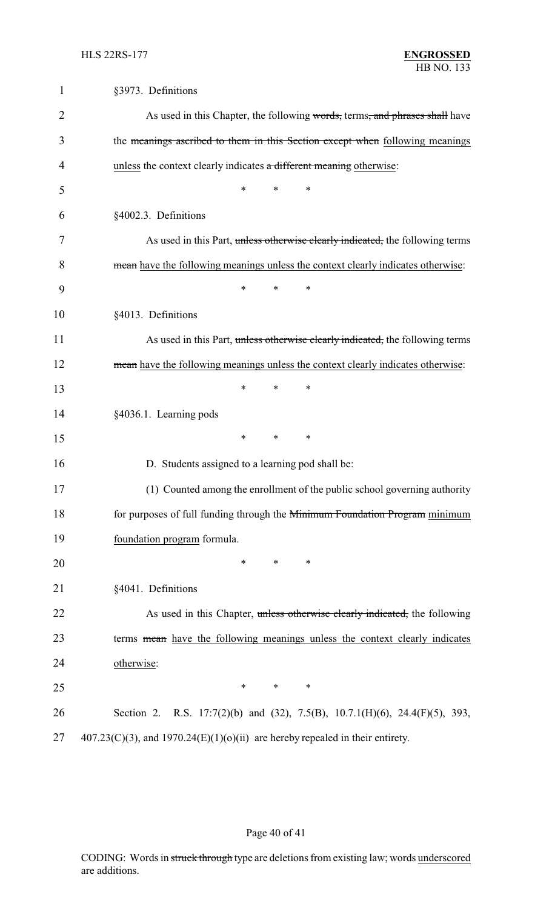§3973. Definitions

As used in this Chapter, the following ~~words,~~ terms~~, and phrases shall~~ have the ~~meanings ascribed to them in this Section except when~~ following meanings unless the context clearly indicates ~~a different meaning~~ otherwise:

\* \* \*

§4002.3. Definitions

As used in this Part, ~~unless otherwise clearly indicated,~~ the following terms ~~mean~~ have the following meanings unless the context clearly indicates otherwise:

\* \* \*

§4013. Definitions

As used in this Part, ~~unless otherwise clearly indicated,~~ the following terms ~~mean~~ have the following meanings unless the context clearly indicates otherwise:

\* \* \*

§4036.1. Learning pods

\* \* \*

D. Students assigned to a learning pod shall be:

(1) Counted among the enrollment of the public school governing authority for purposes of full funding through the ~~Minimum Foundation Program~~ minimum foundation program formula.

\* \* \*

§4041. Definitions

As used in this Chapter, ~~unless otherwise clearly indicated,~~ the following terms ~~mean~~ have the following meanings unless the context clearly indicates otherwise:

\* \* \*

Section 2. R.S. 17:7(2)(b) and (32), 7.5(B), 10.7.1(H)(6), 24.4(F)(5), 393, 407.23(C)(3), and 1970.24(E)(1)(o)(ii) are hereby repealed in their entirety.

CODING: Words in ~~struck through~~ type are deletions from existing law; words underscored are additions.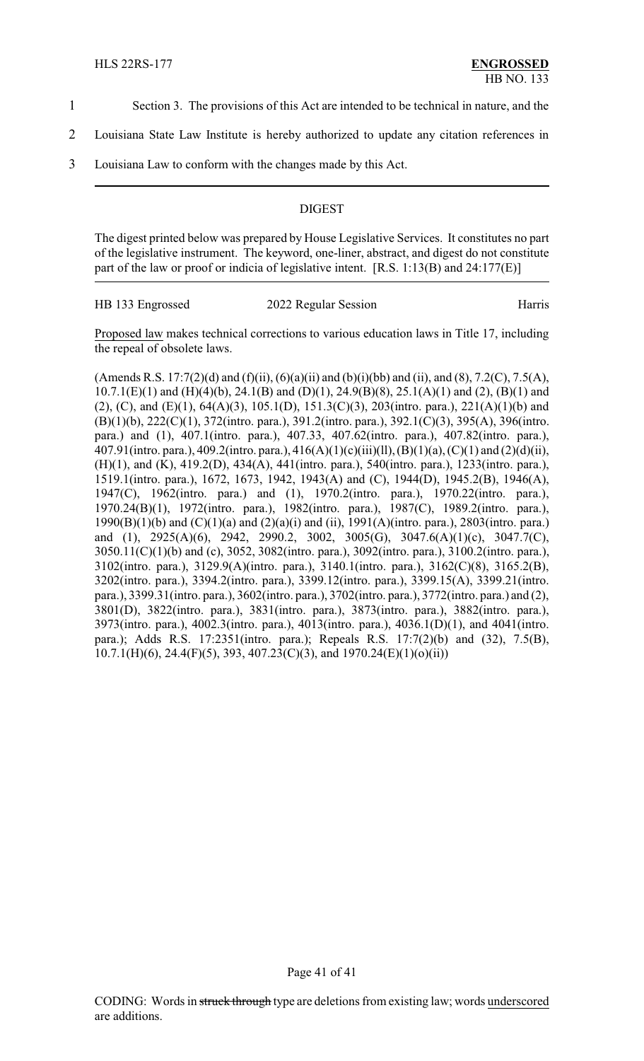Section 3. The provisions of this Act are intended to be technical in nature, and the Louisiana State Law Institute is hereby authorized to update any citation references in Louisiana Law to conform with the changes made by this Act.

---

## DIGEST

The digest printed below was prepared by House Legislative Services. It constitutes no part of the legislative instrument. The keyword, one-liner, abstract, and digest do not constitute part of the law or proof or indicia of legislative intent. [R.S. 1:13(B) and 24:177(E)]

---

HB 133 Engrossed | 2022 Regular Session | Harris

Proposed law makes technical corrections to various education laws in Title 17, including the repeal of obsolete laws.

(Amends R.S. 17:7(2)(d) and (f)(ii), (6)(a)(ii) and (b)(i)(bb) and (ii), and (8), 7.2(C), 7.5(A), 10.7.1(E)(1) and (H)(4)(b), 24.1(B) and (D)(1), 24.9(B)(8), 25.1(A)(1) and (2), (B)(1) and (2), (C), and (E)(1), 64(A)(3), 105.1(D), 151.3(C)(3), 203(intro. para.), 221(A)(1)(b) and (B)(1)(b), 222(C)(1), 372(intro. para.), 391.2(intro. para.), 392.1(C)(3), 395(A), 396(intro. para.) and (1), 407.1(intro. para.), 407.33, 407.62(intro. para.), 407.82(intro. para.), 407.91(intro. para.), 409.2(intro. para.), 416(A)(1)(c)(iii)(ll), (B)(1)(a), (C)(1) and (2)(d)(ii), (H)(1), and (K), 419.2(D), 434(A), 441(intro. para.), 540(intro. para.), 1233(intro. para.), 1519.1(intro. para.), 1672, 1673, 1942, 1943(A) and (C), 1944(D), 1945.2(B), 1946(A), 1947(C), 1962(intro. para.) and (1), 1970.2(intro. para.), 1970.22(intro. para.), 1970.24(B)(1), 1972(intro. para.), 1982(intro. para.), 1987(C), 1989.2(intro. para.), 1990(B)(1)(b) and (C)(1)(a) and (2)(a)(i) and (ii), 1991(A)(intro. para.), 2803(intro. para.) and (1), 2925(A)(6), 2942, 2990.2, 3002, 3005(G), 3047.6(A)(1)(c), 3047.7(C), 3050.11(C)(1)(b) and (c), 3052, 3082(intro. para.), 3092(intro. para.), 3100.2(intro. para.), 3102(intro. para.), 3129.9(A)(intro. para.), 3140.1(intro. para.), 3162(C)(8), 3165.2(B), 3202(intro. para.), 3394.2(intro. para.), 3399.12(intro. para.), 3399.15(A), 3399.21(intro. para.), 3399.31(intro. para.), 3602(intro. para.), 3702(intro. para.), 3772(intro. para.) and (2), 3801(D), 3822(intro. para.), 3831(intro. para.), 3873(intro. para.), 3882(intro. para.), 3973(intro. para.), 4002.3(intro. para.), 4013(intro. para.), 4036.1(D)(1), and 4041(intro. para.); Adds R.S. 17:2351(intro. para.); Repeals R.S. 17:7(2)(b) and (32), 7.5(B), 10.7.1(H)(6), 24.4(F)(5), 393, 407.23(C)(3), and 1970.24(E)(1)(o)(ii))

CODING: Words in ~~struck through~~ type are deletions from existing law; words underscored are additions.